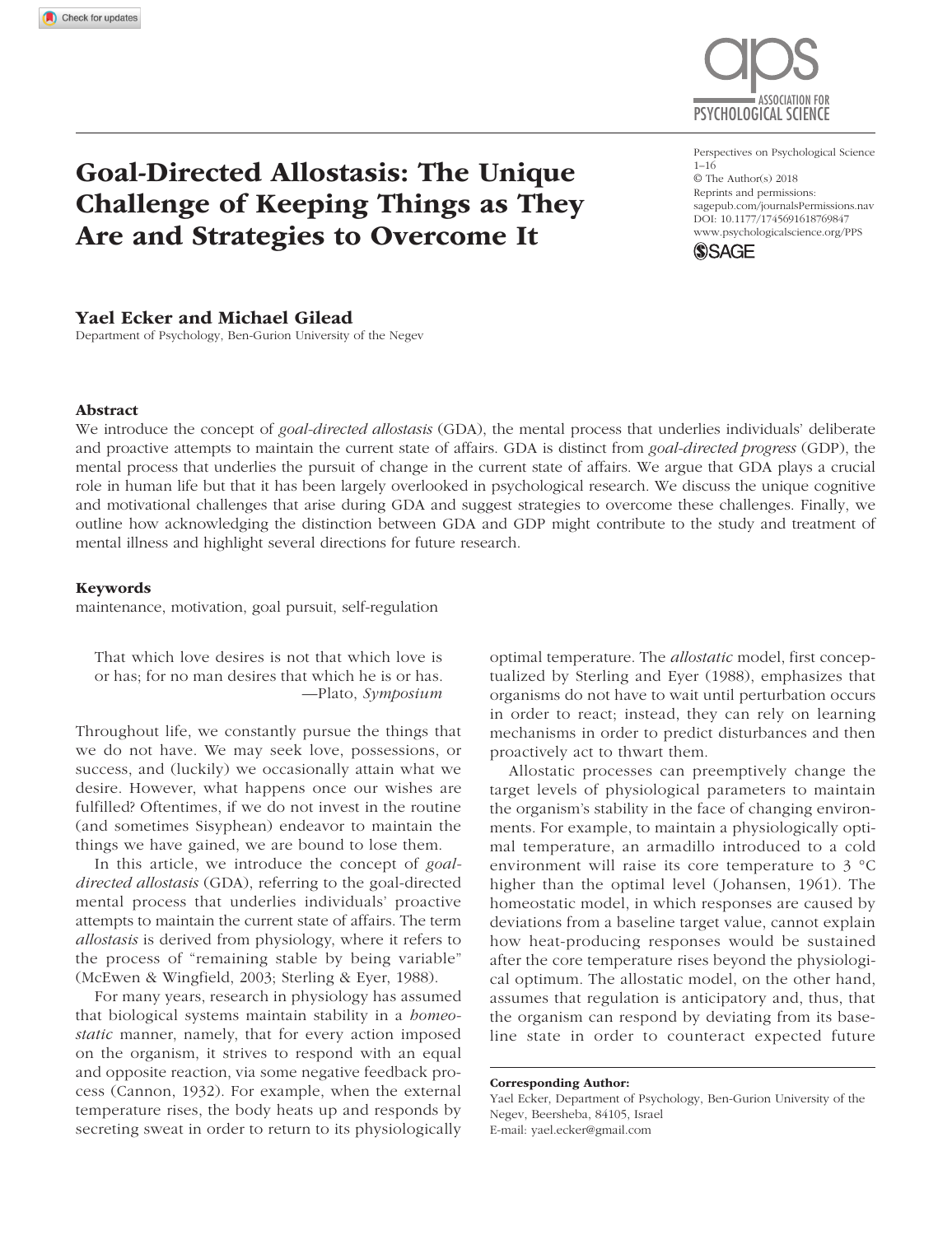# Goal-Directed Allostasis: The Unique Challenge of Keeping Things as They Are and Strategies to Overcome It

Perspectives on Psychological Science
1–16
© The Author(s) 2018
Reprints and permissions:
sagepub.com/journalsPermissions.nav
DOI: 10.1177/1745691618769847
www.psychologicalscience.org/PPS

**Yael Ecker and Michael Gilead**

Department of Psychology, Ben-Gurion University of the Negev

## Abstract

We introduce the concept of *goal-directed allostasis* (GDA), the mental process that underlies individuals' deliberate and proactive attempts to maintain the current state of affairs. GDA is distinct from *goal-directed progress* (GDP), the mental process that underlies the pursuit of change in the current state of affairs. We argue that GDA plays a crucial role in human life but that it has been largely overlooked in psychological research. We discuss the unique cognitive and motivational challenges that arise during GDA and suggest strategies to overcome these challenges. Finally, we outline how acknowledging the distinction between GDA and GDP might contribute to the study and treatment of mental illness and highlight several directions for future research.

## Keywords

maintenance, motivation, goal pursuit, self-regulation

> That which love desires is not that which love is or has; for no man desires that which he is or has.
> —Plato, *Symposium*

Throughout life, we constantly pursue the things that we do not have. We may seek love, possessions, or success, and (luckily) we occasionally attain what we desire. However, what happens once our wishes are fulfilled? Oftentimes, if we do not invest in the routine (and sometimes Sisyphean) endeavor to maintain the things we have gained, we are bound to lose them.

In this article, we introduce the concept of *goal-directed allostasis* (GDA), referring to the goal-directed mental process that underlies individuals' proactive attempts to maintain the current state of affairs. The term *allostasis* is derived from physiology, where it refers to the process of "remaining stable by being variable" (McEwen & Wingfield, 2003; Sterling & Eyer, 1988).

For many years, research in physiology has assumed that biological systems maintain stability in a *homeostatic* manner, namely, that for every action imposed on the organism, it strives to respond with an equal and opposite reaction, via some negative feedback process (Cannon, 1932). For example, when the external temperature rises, the body heats up and responds by secreting sweat in order to return to its physiologically optimal temperature. The *allostatic* model, first conceptualized by Sterling and Eyer (1988), emphasizes that organisms do not have to wait until perturbation occurs in order to react; instead, they can rely on learning mechanisms in order to predict disturbances and then proactively act to thwart them.

Allostatic processes can preemptively change the target levels of physiological parameters to maintain the organism's stability in the face of changing environments. For example, to maintain a physiologically optimal temperature, an armadillo introduced to a cold environment will raise its core temperature to 3 °C higher than the optimal level (Johansen, 1961). The homeostatic model, in which responses are caused by deviations from a baseline target value, cannot explain how heat-producing responses would be sustained after the core temperature rises beyond the physiological optimum. The allostatic model, on the other hand, assumes that regulation is anticipatory and, thus, that the organism can respond by deviating from its baseline state in order to counteract expected future

**Corresponding Author:**
Yael Ecker, Department of Psychology, Ben-Gurion University of the Negev, Beersheba, 84105, Israel
E-mail: yael.ecker@gmail.com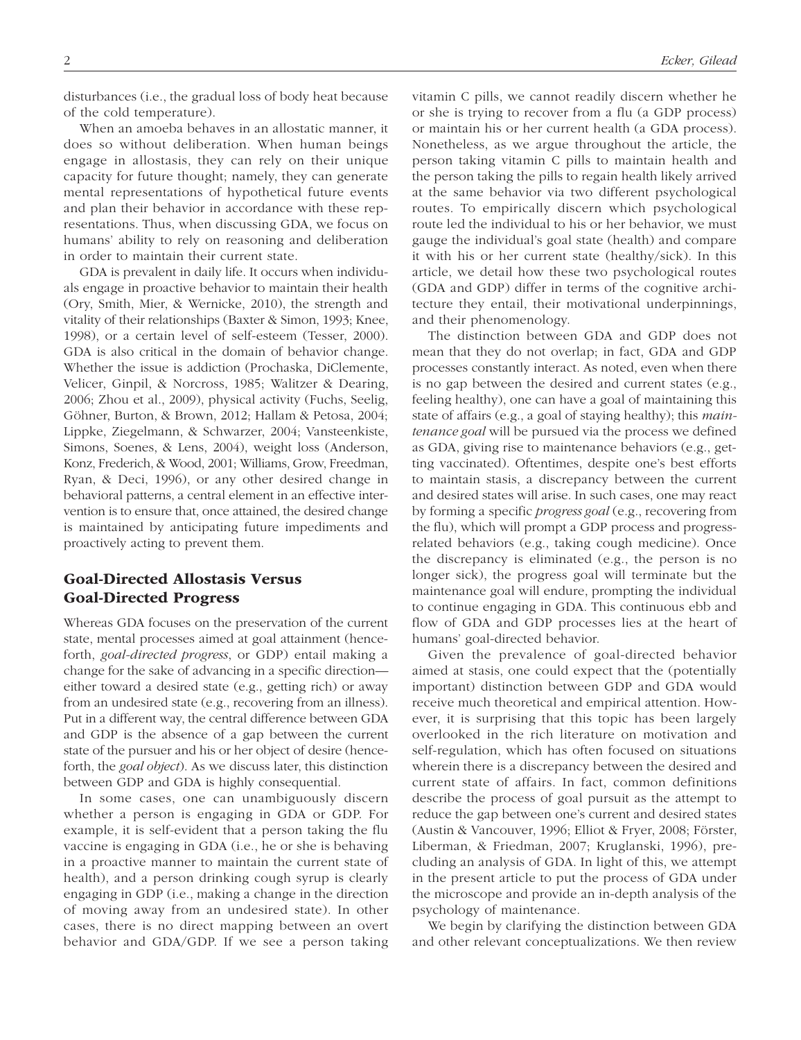disturbances (i.e., the gradual loss of body heat because of the cold temperature).

When an amoeba behaves in an allostatic manner, it does so without deliberation. When human beings engage in allostasis, they can rely on their unique capacity for future thought; namely, they can generate mental representations of hypothetical future events and plan their behavior in accordance with these representations. Thus, when discussing GDA, we focus on humans' ability to rely on reasoning and deliberation in order to maintain their current state.

GDA is prevalent in daily life. It occurs when individuals engage in proactive behavior to maintain their health (Ory, Smith, Mier, & Wernicke, 2010), the strength and vitality of their relationships (Baxter & Simon, 1993; Knee, 1998), or a certain level of self-esteem (Tesser, 2000). GDA is also critical in the domain of behavior change. Whether the issue is addiction (Prochaska, DiClemente, Velicer, Ginpil, & Norcross, 1985; Walitzer & Dearing, 2006; Zhou et al., 2009), physical activity (Fuchs, Seelig, Göhner, Burton, & Brown, 2012; Hallam & Petosa, 2004; Lippke, Ziegelmann, & Schwarzer, 2004; Vansteenkiste, Simons, Soenes, & Lens, 2004), weight loss (Anderson, Konz, Frederich, & Wood, 2001; Williams, Grow, Freedman, Ryan, & Deci, 1996), or any other desired change in behavioral patterns, a central element in an effective intervention is to ensure that, once attained, the desired change is maintained by anticipating future impediments and proactively acting to prevent them.

## Goal-Directed Allostasis Versus Goal-Directed Progress

Whereas GDA focuses on the preservation of the current state, mental processes aimed at goal attainment (henceforth, *goal-directed progress*, or GDP) entail making a change for the sake of advancing in a specific direction—either toward a desired state (e.g., getting rich) or away from an undesired state (e.g., recovering from an illness). Put in a different way, the central difference between GDA and GDP is the absence of a gap between the current state of the pursuer and his or her object of desire (henceforth, the *goal object*). As we discuss later, this distinction between GDP and GDA is highly consequential.

In some cases, one can unambiguously discern whether a person is engaging in GDA or GDP. For example, it is self-evident that a person taking the flu vaccine is engaging in GDA (i.e., he or she is behaving in a proactive manner to maintain the current state of health), and a person drinking cough syrup is clearly engaging in GDP (i.e., making a change in the direction of moving away from an undesired state). In other cases, there is no direct mapping between an overt behavior and GDA/GDP. If we see a person taking vitamin C pills, we cannot readily discern whether he or she is trying to recover from a flu (a GDP process) or maintain his or her current health (a GDA process). Nonetheless, as we argue throughout the article, the person taking vitamin C pills to maintain health and the person taking the pills to regain health likely arrived at the same behavior via two different psychological routes. To empirically discern which psychological route led the individual to his or her behavior, we must gauge the individual's goal state (health) and compare it with his or her current state (healthy/sick). In this article, we detail how these two psychological routes (GDA and GDP) differ in terms of the cognitive architecture they entail, their motivational underpinnings, and their phenomenology.

The distinction between GDA and GDP does not mean that they do not overlap; in fact, GDA and GDP processes constantly interact. As noted, even when there is no gap between the desired and current states (e.g., feeling healthy), one can have a goal of maintaining this state of affairs (e.g., a goal of staying healthy); this *maintenance goal* will be pursued via the process we defined as GDA, giving rise to maintenance behaviors (e.g., getting vaccinated). Oftentimes, despite one's best efforts to maintain stasis, a discrepancy between the current and desired states will arise. In such cases, one may react by forming a specific *progress goal* (e.g., recovering from the flu), which will prompt a GDP process and progress-related behaviors (e.g., taking cough medicine). Once the discrepancy is eliminated (e.g., the person is no longer sick), the progress goal will terminate but the maintenance goal will endure, prompting the individual to continue engaging in GDA. This continuous ebb and flow of GDA and GDP processes lies at the heart of humans' goal-directed behavior.

Given the prevalence of goal-directed behavior aimed at stasis, one could expect that the (potentially important) distinction between GDP and GDA would receive much theoretical and empirical attention. However, it is surprising that this topic has been largely overlooked in the rich literature on motivation and self-regulation, which has often focused on situations wherein there is a discrepancy between the desired and current state of affairs. In fact, common definitions describe the process of goal pursuit as the attempt to reduce the gap between one's current and desired states (Austin & Vancouver, 1996; Elliot & Fryer, 2008; Förster, Liberman, & Friedman, 2007; Kruglanski, 1996), precluding an analysis of GDA. In light of this, we attempt in the present article to put the process of GDA under the microscope and provide an in-depth analysis of the psychology of maintenance.

We begin by clarifying the distinction between GDA and other relevant conceptualizations. We then review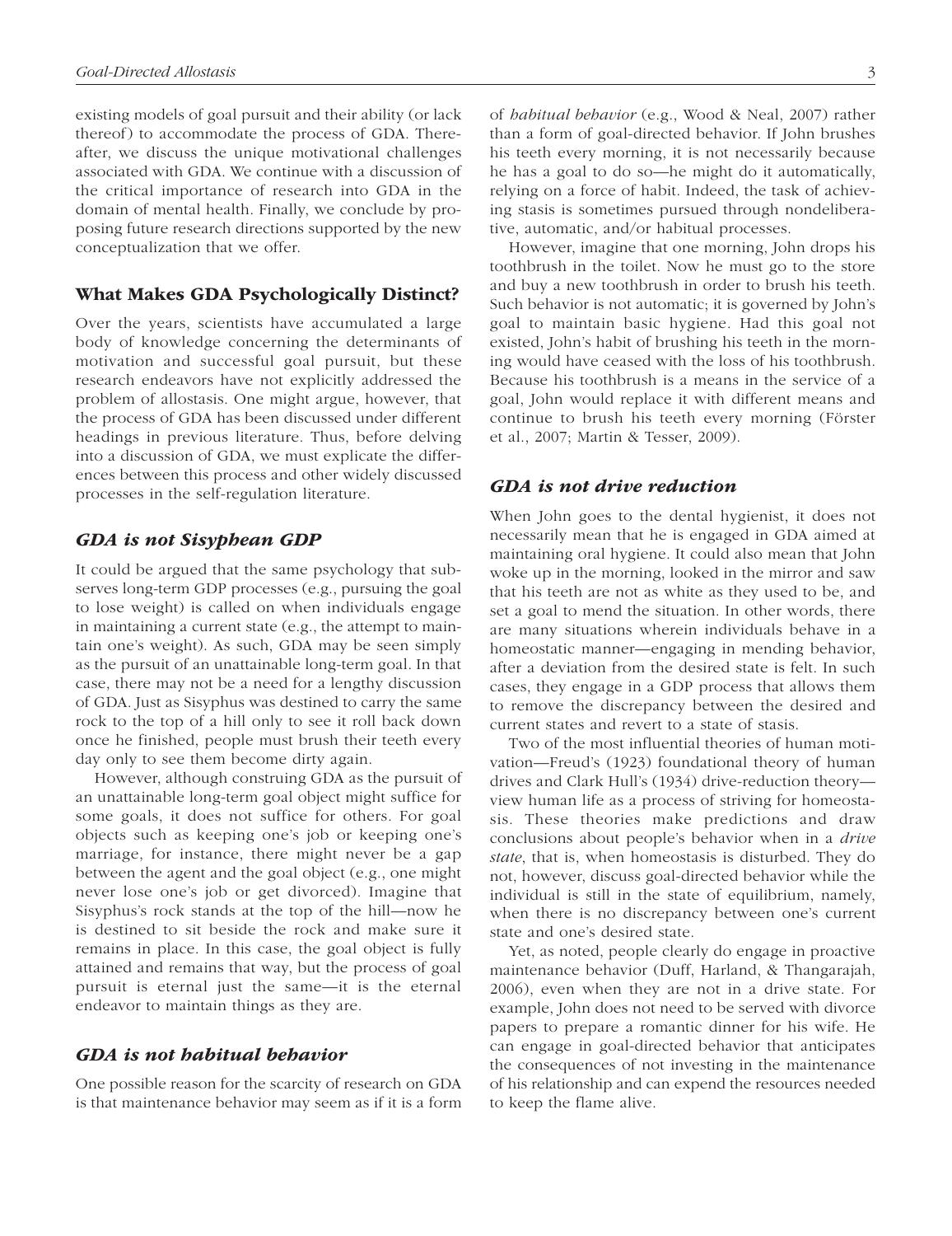existing models of goal pursuit and their ability (or lack thereof) to accommodate the process of GDA. Thereafter, we discuss the unique motivational challenges associated with GDA. We continue with a discussion of the critical importance of research into GDA in the domain of mental health. Finally, we conclude by proposing future research directions supported by the new conceptualization that we offer.

## What Makes GDA Psychologically Distinct?

Over the years, scientists have accumulated a large body of knowledge concerning the determinants of motivation and successful goal pursuit, but these research endeavors have not explicitly addressed the problem of allostasis. One might argue, however, that the process of GDA has been discussed under different headings in previous literature. Thus, before delving into a discussion of GDA, we must explicate the differences between this process and other widely discussed processes in the self-regulation literature.

### *GDA is not Sisyphean GDP*

It could be argued that the same psychology that subserves long-term GDP processes (e.g., pursuing the goal to lose weight) is called on when individuals engage in maintaining a current state (e.g., the attempt to maintain one's weight). As such, GDA may be seen simply as the pursuit of an unattainable long-term goal. In that case, there may not be a need for a lengthy discussion of GDA. Just as Sisyphus was destined to carry the same rock to the top of a hill only to see it roll back down once he finished, people must brush their teeth every day only to see them become dirty again.

However, although construing GDA as the pursuit of an unattainable long-term goal object might suffice for some goals, it does not suffice for others. For goal objects such as keeping one's job or keeping one's marriage, for instance, there might never be a gap between the agent and the goal object (e.g., one might never lose one's job or get divorced). Imagine that Sisyphus's rock stands at the top of the hill—now he is destined to sit beside the rock and make sure it remains in place. In this case, the goal object is fully attained and remains that way, but the process of goal pursuit is eternal just the same—it is the eternal endeavor to maintain things as they are.

### *GDA is not habitual behavior*

One possible reason for the scarcity of research on GDA is that maintenance behavior may seem as if it is a form of *habitual behavior* (e.g., Wood & Neal, 2007) rather than a form of goal-directed behavior. If John brushes his teeth every morning, it is not necessarily because he has a goal to do so—he might do it automatically, relying on a force of habit. Indeed, the task of achieving stasis is sometimes pursued through nondeliberative, automatic, and/or habitual processes.

However, imagine that one morning, John drops his toothbrush in the toilet. Now he must go to the store and buy a new toothbrush in order to brush his teeth. Such behavior is not automatic; it is governed by John's goal to maintain basic hygiene. Had this goal not existed, John's habit of brushing his teeth in the morning would have ceased with the loss of his toothbrush. Because his toothbrush is a means in the service of a goal, John would replace it with different means and continue to brush his teeth every morning (Förster et al., 2007; Martin & Tesser, 2009).

### *GDA is not drive reduction*

When John goes to the dental hygienist, it does not necessarily mean that he is engaged in GDA aimed at maintaining oral hygiene. It could also mean that John woke up in the morning, looked in the mirror and saw that his teeth are not as white as they used to be, and set a goal to mend the situation. In other words, there are many situations wherein individuals behave in a homeostatic manner—engaging in mending behavior, after a deviation from the desired state is felt. In such cases, they engage in a GDP process that allows them to remove the discrepancy between the desired and current states and revert to a state of stasis.

Two of the most influential theories of human motivation—Freud's (1923) foundational theory of human drives and Clark Hull's (1934) drive-reduction theory—view human life as a process of striving for homeostasis. These theories make predictions and draw conclusions about people's behavior when in a *drive state*, that is, when homeostasis is disturbed. They do not, however, discuss goal-directed behavior while the individual is still in the state of equilibrium, namely, when there is no discrepancy between one's current state and one's desired state.

Yet, as noted, people clearly do engage in proactive maintenance behavior (Duff, Harland, & Thangarajah, 2006), even when they are not in a drive state. For example, John does not need to be served with divorce papers to prepare a romantic dinner for his wife. He can engage in goal-directed behavior that anticipates the consequences of not investing in the maintenance of his relationship and can expend the resources needed to keep the flame alive.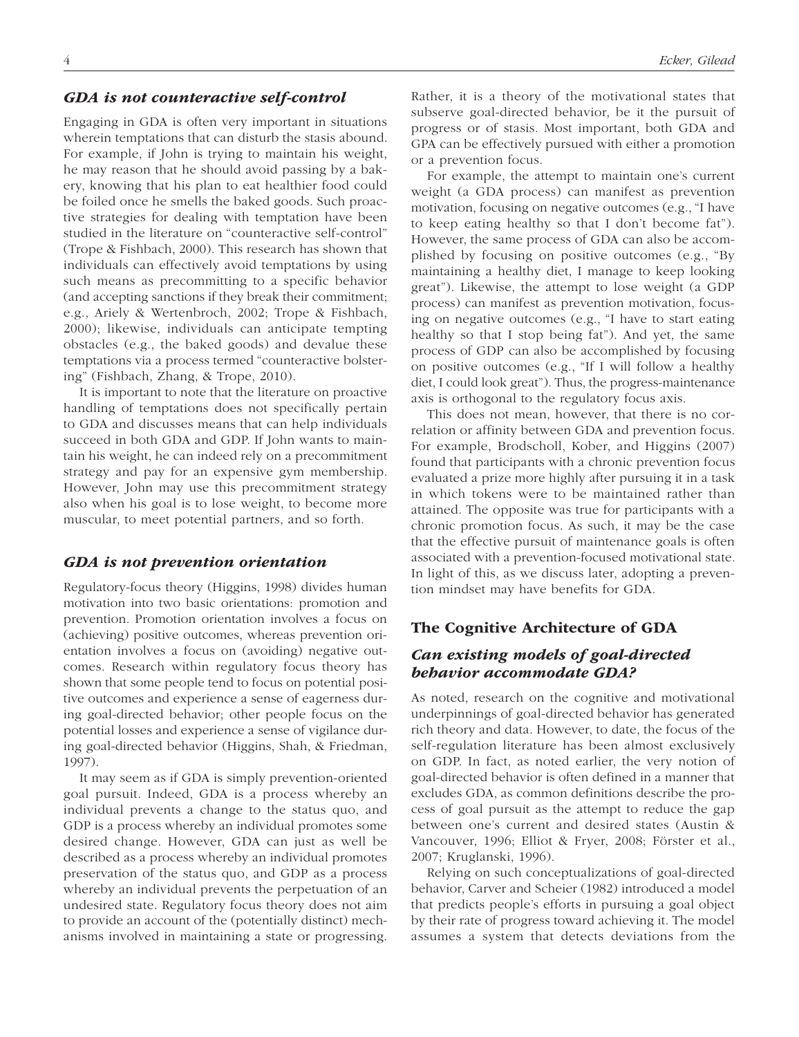### *GDA is not counteractive self-control*

Engaging in GDA is often very important in situations wherein temptations that can disturb the stasis abound. For example, if John is trying to maintain his weight, he may reason that he should avoid passing by a bakery, knowing that his plan to eat healthier food could be foiled once he smells the baked goods. Such proactive strategies for dealing with temptation have been studied in the literature on "counteractive self-control" (Trope & Fishbach, 2000). This research has shown that individuals can effectively avoid temptations by using such means as precommitting to a specific behavior (and accepting sanctions if they break their commitment; e.g., Ariely & Wertenbroch, 2002; Trope & Fishbach, 2000); likewise, individuals can anticipate tempting obstacles (e.g., the baked goods) and devalue these temptations via a process termed "counteractive bolstering" (Fishbach, Zhang, & Trope, 2010).

It is important to note that the literature on proactive handling of temptations does not specifically pertain to GDA and discusses means that can help individuals succeed in both GDA and GDP. If John wants to maintain his weight, he can indeed rely on a precommitment strategy and pay for an expensive gym membership. However, John may use this precommitment strategy also when his goal is to lose weight, to become more muscular, to meet potential partners, and so forth.

### *GDA is not prevention orientation*

Regulatory-focus theory (Higgins, 1998) divides human motivation into two basic orientations: promotion and prevention. Promotion orientation involves a focus on (achieving) positive outcomes, whereas prevention orientation involves a focus on (avoiding) negative outcomes. Research within regulatory focus theory has shown that some people tend to focus on potential positive outcomes and experience a sense of eagerness during goal-directed behavior; other people focus on the potential losses and experience a sense of vigilance during goal-directed behavior (Higgins, Shah, & Friedman, 1997).

It may seem as if GDA is simply prevention-oriented goal pursuit. Indeed, GDA is a process whereby an individual prevents a change to the status quo, and GDP is a process whereby an individual promotes some desired change. However, GDA can just as well be described as a process whereby an individual promotes preservation of the status quo, and GDP as a process whereby an individual prevents the perpetuation of an undesired state. Regulatory focus theory does not aim to provide an account of the (potentially distinct) mechanisms involved in maintaining a state or progressing. Rather, it is a theory of the motivational states that subserve goal-directed behavior, be it the pursuit of progress or of stasis. Most important, both GDA and GPA can be effectively pursued with either a promotion or a prevention focus.

For example, the attempt to maintain one's current weight (a GDA process) can manifest as prevention motivation, focusing on negative outcomes (e.g., "I have to keep eating healthy so that I don't become fat"). However, the same process of GDA can also be accomplished by focusing on positive outcomes (e.g., "By maintaining a healthy diet, I manage to keep looking great"). Likewise, the attempt to lose weight (a GDP process) can manifest as prevention motivation, focusing on negative outcomes (e.g., "I have to start eating healthy so that I stop being fat"). And yet, the same process of GDP can also be accomplished by focusing on positive outcomes (e.g., "If I will follow a healthy diet, I could look great"). Thus, the progress-maintenance axis is orthogonal to the regulatory focus axis.

This does not mean, however, that there is no correlation or affinity between GDA and prevention focus. For example, Brodscholl, Kober, and Higgins (2007) found that participants with a chronic prevention focus evaluated a prize more highly after pursuing it in a task in which tokens were to be maintained rather than attained. The opposite was true for participants with a chronic promotion focus. As such, it may be the case that the effective pursuit of maintenance goals is often associated with a prevention-focused motivational state. In light of this, as we discuss later, adopting a prevention mindset may have benefits for GDA.

## The Cognitive Architecture of GDA

### *Can existing models of goal-directed behavior accommodate GDA?*

As noted, research on the cognitive and motivational underpinnings of goal-directed behavior has generated rich theory and data. However, to date, the focus of the self-regulation literature has been almost exclusively on GDP. In fact, as noted earlier, the very notion of goal-directed behavior is often defined in a manner that excludes GDA, as common definitions describe the process of goal pursuit as the attempt to reduce the gap between one's current and desired states (Austin & Vancouver, 1996; Elliot & Fryer, 2008; Förster et al., 2007; Kruglanski, 1996).

Relying on such conceptualizations of goal-directed behavior, Carver and Scheier (1982) introduced a model that predicts people's efforts in pursuing a goal object by their rate of progress toward achieving it. The model assumes a system that detects deviations from the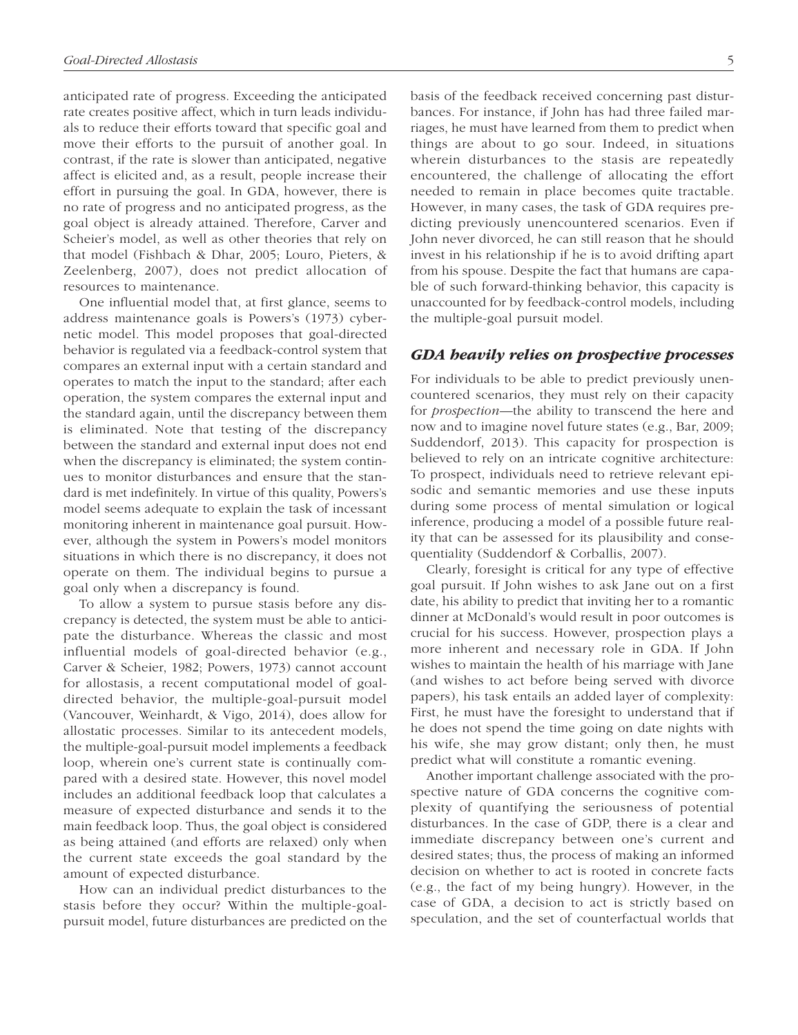anticipated rate of progress. Exceeding the anticipated rate creates positive affect, which in turn leads individuals to reduce their efforts toward that specific goal and move their efforts to the pursuit of another goal. In contrast, if the rate is slower than anticipated, negative affect is elicited and, as a result, people increase their effort in pursuing the goal. In GDA, however, there is no rate of progress and no anticipated progress, as the goal object is already attained. Therefore, Carver and Scheier's model, as well as other theories that rely on that model (Fishbach & Dhar, 2005; Louro, Pieters, & Zeelenberg, 2007), does not predict allocation of resources to maintenance.

One influential model that, at first glance, seems to address maintenance goals is Powers's (1973) cybernetic model. This model proposes that goal-directed behavior is regulated via a feedback-control system that compares an external input with a certain standard and operates to match the input to the standard; after each operation, the system compares the external input and the standard again, until the discrepancy between them is eliminated. Note that testing of the discrepancy between the standard and external input does not end when the discrepancy is eliminated; the system continues to monitor disturbances and ensure that the standard is met indefinitely. In virtue of this quality, Powers's model seems adequate to explain the task of incessant monitoring inherent in maintenance goal pursuit. However, although the system in Powers's model monitors situations in which there is no discrepancy, it does not operate on them. The individual begins to pursue a goal only when a discrepancy is found.

To allow a system to pursue stasis before any discrepancy is detected, the system must be able to anticipate the disturbance. Whereas the classic and most influential models of goal-directed behavior (e.g., Carver & Scheier, 1982; Powers, 1973) cannot account for allostasis, a recent computational model of goal-directed behavior, the multiple-goal-pursuit model (Vancouver, Weinhardt, & Vigo, 2014), does allow for allostatic processes. Similar to its antecedent models, the multiple-goal-pursuit model implements a feedback loop, wherein one's current state is continually compared with a desired state. However, this novel model includes an additional feedback loop that calculates a measure of expected disturbance and sends it to the main feedback loop. Thus, the goal object is considered as being attained (and efforts are relaxed) only when the current state exceeds the goal standard by the amount of expected disturbance.

How can an individual predict disturbances to the stasis before they occur? Within the multiple-goal-pursuit model, future disturbances are predicted on the basis of the feedback received concerning past disturbances. For instance, if John has had three failed marriages, he must have learned from them to predict when things are about to go sour. Indeed, in situations wherein disturbances to the stasis are repeatedly encountered, the challenge of allocating the effort needed to remain in place becomes quite tractable. However, in many cases, the task of GDA requires predicting previously unencountered scenarios. Even if John never divorced, he can still reason that he should invest in his relationship if he is to avoid drifting apart from his spouse. Despite the fact that humans are capable of such forward-thinking behavior, this capacity is unaccounted for by feedback-control models, including the multiple-goal pursuit model.

### *GDA heavily relies on prospective processes*

For individuals to be able to predict previously unencountered scenarios, they must rely on their capacity for *prospection*—the ability to transcend the here and now and to imagine novel future states (e.g., Bar, 2009; Suddendorf, 2013). This capacity for prospection is believed to rely on an intricate cognitive architecture: To prospect, individuals need to retrieve relevant episodic and semantic memories and use these inputs during some process of mental simulation or logical inference, producing a model of a possible future reality that can be assessed for its plausibility and consequentiality (Suddendorf & Corballis, 2007).

Clearly, foresight is critical for any type of effective goal pursuit. If John wishes to ask Jane out on a first date, his ability to predict that inviting her to a romantic dinner at McDonald's would result in poor outcomes is crucial for his success. However, prospection plays a more inherent and necessary role in GDA. If John wishes to maintain the health of his marriage with Jane (and wishes to act before being served with divorce papers), his task entails an added layer of complexity: First, he must have the foresight to understand that if he does not spend the time going on date nights with his wife, she may grow distant; only then, he must predict what will constitute a romantic evening.

Another important challenge associated with the prospective nature of GDA concerns the cognitive complexity of quantifying the seriousness of potential disturbances. In the case of GDP, there is a clear and immediate discrepancy between one's current and desired states; thus, the process of making an informed decision on whether to act is rooted in concrete facts (e.g., the fact of my being hungry). However, in the case of GDA, a decision to act is strictly based on speculation, and the set of counterfactual worlds that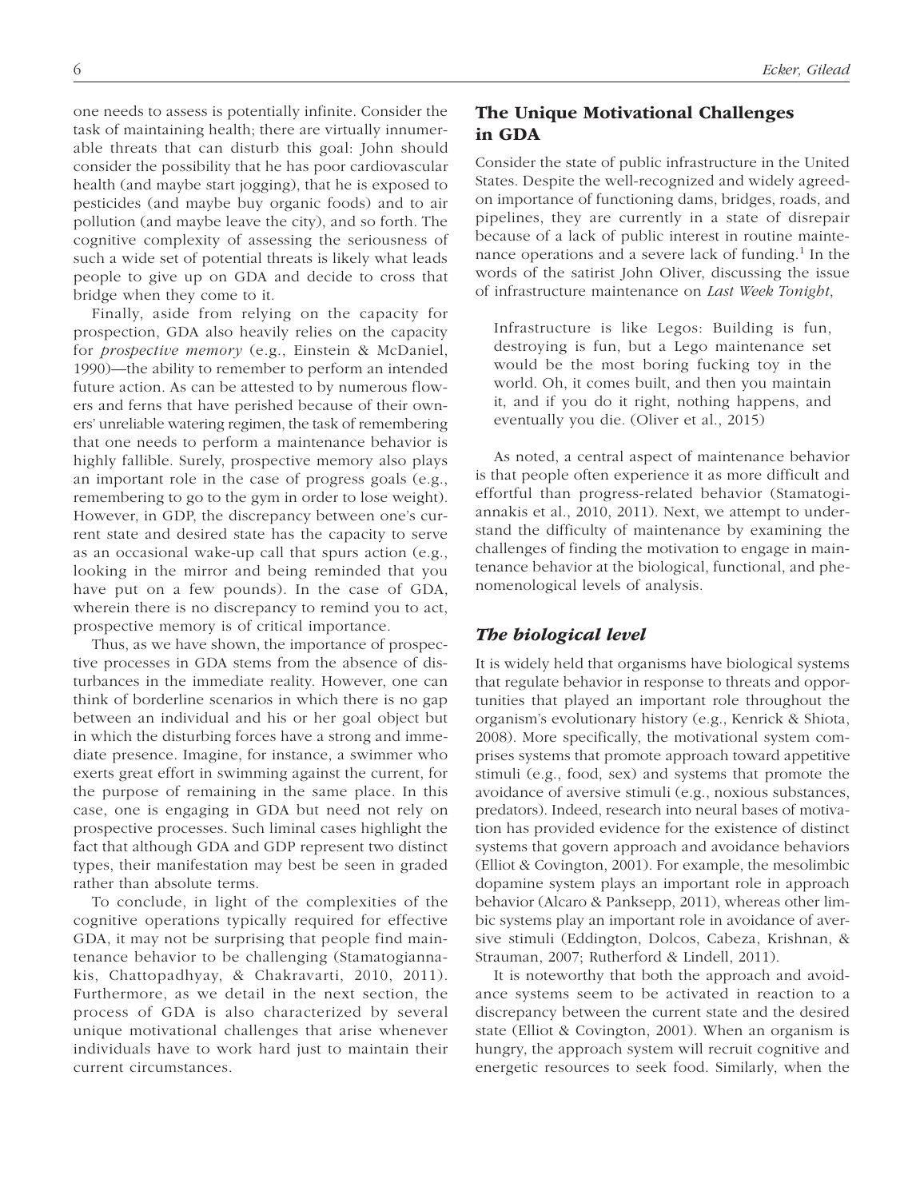one needs to assess is potentially infinite. Consider the task of maintaining health; there are virtually innumerable threats that can disturb this goal: John should consider the possibility that he has poor cardiovascular health (and maybe start jogging), that he is exposed to pesticides (and maybe buy organic foods) and to air pollution (and maybe leave the city), and so forth. The cognitive complexity of assessing the seriousness of such a wide set of potential threats is likely what leads people to give up on GDA and decide to cross that bridge when they come to it.

Finally, aside from relying on the capacity for prospection, GDA also heavily relies on the capacity for *prospective memory* (e.g., Einstein & McDaniel, 1990)—the ability to remember to perform an intended future action. As can be attested to by numerous flowers and ferns that have perished because of their owners' unreliable watering regimen, the task of remembering that one needs to perform a maintenance behavior is highly fallible. Surely, prospective memory also plays an important role in the case of progress goals (e.g., remembering to go to the gym in order to lose weight). However, in GDP, the discrepancy between one's current state and desired state has the capacity to serve as an occasional wake-up call that spurs action (e.g., looking in the mirror and being reminded that you have put on a few pounds). In the case of GDA, wherein there is no discrepancy to remind you to act, prospective memory is of critical importance.

Thus, as we have shown, the importance of prospective processes in GDA stems from the absence of disturbances in the immediate reality. However, one can think of borderline scenarios in which there is no gap between an individual and his or her goal object but in which the disturbing forces have a strong and immediate presence. Imagine, for instance, a swimmer who exerts great effort in swimming against the current, for the purpose of remaining in the same place. In this case, one is engaging in GDA but need not rely on prospective processes. Such liminal cases highlight the fact that although GDA and GDP represent two distinct types, their manifestation may best be seen in graded rather than absolute terms.

To conclude, in light of the complexities of the cognitive operations typically required for effective GDA, it may not be surprising that people find maintenance behavior to be challenging (Stamatogiannakis, Chattopadhyay, & Chakravarti, 2010, 2011). Furthermore, as we detail in the next section, the process of GDA is also characterized by several unique motivational challenges that arise whenever individuals have to work hard just to maintain their current circumstances.

## The Unique Motivational Challenges in GDA

Consider the state of public infrastructure in the United States. Despite the well-recognized and widely agreed-on importance of functioning dams, bridges, roads, and pipelines, they are currently in a state of disrepair because of a lack of public interest in routine maintenance operations and a severe lack of funding.[1] In the words of the satirist John Oliver, discussing the issue of infrastructure maintenance on *Last Week Tonight*,

> Infrastructure is like Legos: Building is fun, destroying is fun, but a Lego maintenance set would be the most boring fucking toy in the world. Oh, it comes built, and then you maintain it, and if you do it right, nothing happens, and eventually you die. (Oliver et al., 2015)

As noted, a central aspect of maintenance behavior is that people often experience it as more difficult and effortful than progress-related behavior (Stamatogiannakis et al., 2010, 2011). Next, we attempt to understand the difficulty of maintenance by examining the challenges of finding the motivation to engage in maintenance behavior at the biological, functional, and phenomenological levels of analysis.

### *The biological level*

It is widely held that organisms have biological systems that regulate behavior in response to threats and opportunities that played an important role throughout the organism's evolutionary history (e.g., Kenrick & Shiota, 2008). More specifically, the motivational system comprises systems that promote approach toward appetitive stimuli (e.g., food, sex) and systems that promote the avoidance of aversive stimuli (e.g., noxious substances, predators). Indeed, research into neural bases of motivation has provided evidence for the existence of distinct systems that govern approach and avoidance behaviors (Elliot & Covington, 2001). For example, the mesolimbic dopamine system plays an important role in approach behavior (Alcaro & Panksepp, 2011), whereas other limbic systems play an important role in avoidance of aversive stimuli (Eddington, Dolcos, Cabeza, Krishnan, & Strauman, 2007; Rutherford & Lindell, 2011).

It is noteworthy that both the approach and avoidance systems seem to be activated in reaction to a discrepancy between the current state and the desired state (Elliot & Covington, 2001). When an organism is hungry, the approach system will recruit cognitive and energetic resources to seek food. Similarly, when the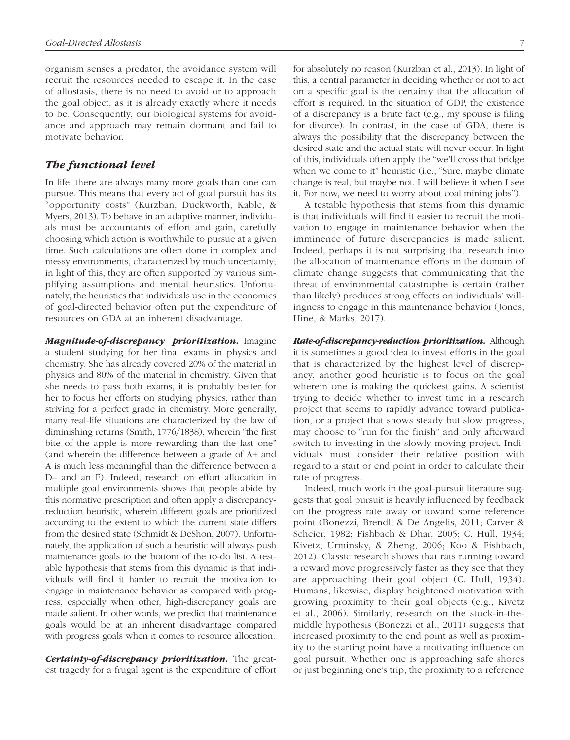organism senses a predator, the avoidance system will recruit the resources needed to escape it. In the case of allostasis, there is no need to avoid or to approach the goal object, as it is already exactly where it needs to be. Consequently, our biological systems for avoidance and approach may remain dormant and fail to motivate behavior.

## *The functional level*

In life, there are always many more goals than one can pursue. This means that every act of goal pursuit has its "opportunity costs" (Kurzban, Duckworth, Kable, & Myers, 2013). To behave in an adaptive manner, individuals must be accountants of effort and gain, carefully choosing which action is worthwhile to pursue at a given time. Such calculations are often done in complex and messy environments, characterized by much uncertainty; in light of this, they are often supported by various simplifying assumptions and mental heuristics. Unfortunately, the heuristics that individuals use in the economics of goal-directed behavior often put the expenditure of resources on GDA at an inherent disadvantage.

***Magnitude-of-discrepancy prioritization.*** Imagine a student studying for her final exams in physics and chemistry. She has already covered 20% of the material in physics and 80% of the material in chemistry. Given that she needs to pass both exams, it is probably better for her to focus her efforts on studying physics, rather than striving for a perfect grade in chemistry. More generally, many real-life situations are characterized by the law of diminishing returns (Smith, 1776/1838), wherein "the first bite of the apple is more rewarding than the last one" (and wherein the difference between a grade of A+ and A is much less meaningful than the difference between a D– and an F). Indeed, research on effort allocation in multiple goal environments shows that people abide by this normative prescription and often apply a discrepancy-reduction heuristic, wherein different goals are prioritized according to the extent to which the current state differs from the desired state (Schmidt & DeShon, 2007). Unfortunately, the application of such a heuristic will always push maintenance goals to the bottom of the to-do list. A testable hypothesis that stems from this dynamic is that individuals will find it harder to recruit the motivation to engage in maintenance behavior as compared with progress, especially when other, high-discrepancy goals are made salient. In other words, we predict that maintenance goals would be at an inherent disadvantage compared with progress goals when it comes to resource allocation.

***Certainty-of-discrepancy prioritization.*** The greatest tragedy for a frugal agent is the expenditure of effort for absolutely no reason (Kurzban et al., 2013). In light of this, a central parameter in deciding whether or not to act on a specific goal is the certainty that the allocation of effort is required. In the situation of GDP, the existence of a discrepancy is a brute fact (e.g., my spouse is filing for divorce). In contrast, in the case of GDA, there is always the possibility that the discrepancy between the desired state and the actual state will never occur. In light of this, individuals often apply the "we'll cross that bridge when we come to it" heuristic (i.e., "Sure, maybe climate change is real, but maybe not. I will believe it when I see it. For now, we need to worry about coal mining jobs").

A testable hypothesis that stems from this dynamic is that individuals will find it easier to recruit the motivation to engage in maintenance behavior when the imminence of future discrepancies is made salient. Indeed, perhaps it is not surprising that research into the allocation of maintenance efforts in the domain of climate change suggests that communicating that the threat of environmental catastrophe is certain (rather than likely) produces strong effects on individuals' willingness to engage in this maintenance behavior (Jones, Hine, & Marks, 2017).

***Rate-of-discrepancy-reduction prioritization.*** Although it is sometimes a good idea to invest efforts in the goal that is characterized by the highest level of discrepancy, another good heuristic is to focus on the goal wherein one is making the quickest gains. A scientist trying to decide whether to invest time in a research project that seems to rapidly advance toward publication, or a project that shows steady but slow progress, may choose to "run for the finish" and only afterward switch to investing in the slowly moving project. Individuals must consider their relative position with regard to a start or end point in order to calculate their rate of progress.

Indeed, much work in the goal-pursuit literature suggests that goal pursuit is heavily influenced by feedback on the progress rate away or toward some reference point (Bonezzi, Brendl, & De Angelis, 2011; Carver & Scheier, 1982; Fishbach & Dhar, 2005; C. Hull, 1934; Kivetz, Urminsky, & Zheng, 2006; Koo & Fishbach, 2012). Classic research shows that rats running toward a reward move progressively faster as they see that they are approaching their goal object (C. Hull, 1934). Humans, likewise, display heightened motivation with growing proximity to their goal objects (e.g., Kivetz et al., 2006). Similarly, research on the stuck-in-the-middle hypothesis (Bonezzi et al., 2011) suggests that increased proximity to the end point as well as proximity to the starting point have a motivating influence on goal pursuit. Whether one is approaching safe shores or just beginning one's trip, the proximity to a reference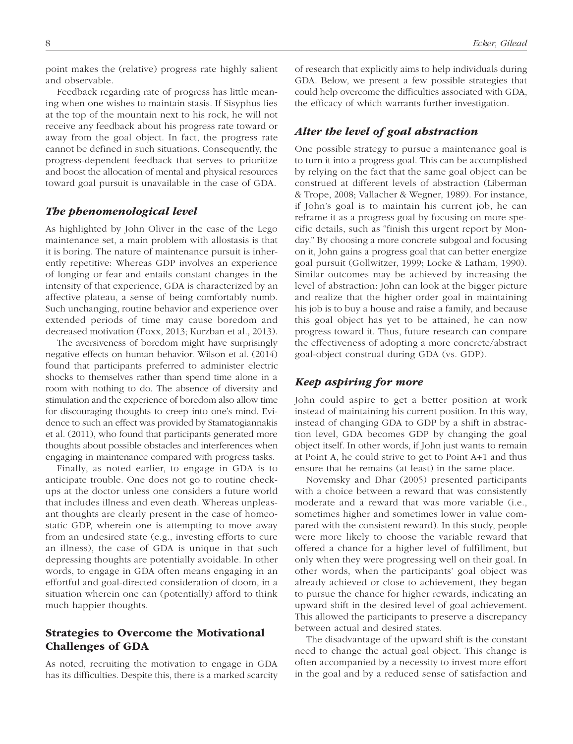point makes the (relative) progress rate highly salient and observable.

Feedback regarding rate of progress has little meaning when one wishes to maintain stasis. If Sisyphus lies at the top of the mountain next to his rock, he will not receive any feedback about his progress rate toward or away from the goal object. In fact, the progress rate cannot be defined in such situations. Consequently, the progress-dependent feedback that serves to prioritize and boost the allocation of mental and physical resources toward goal pursuit is unavailable in the case of GDA.

### *The phenomenological level*

As highlighted by John Oliver in the case of the Lego maintenance set, a main problem with allostasis is that it is boring. The nature of maintenance pursuit is inherently repetitive: Whereas GDP involves an experience of longing or fear and entails constant changes in the intensity of that experience, GDA is characterized by an affective plateau, a sense of being comfortably numb. Such unchanging, routine behavior and experience over extended periods of time may cause boredom and decreased motivation (Foxx, 2013; Kurzban et al., 2013).

The aversiveness of boredom might have surprisingly negative effects on human behavior. Wilson et al. (2014) found that participants preferred to administer electric shocks to themselves rather than spend time alone in a room with nothing to do. The absence of diversity and stimulation and the experience of boredom also allow time for discouraging thoughts to creep into one's mind. Evidence to such an effect was provided by Stamatogiannakis et al. (2011), who found that participants generated more thoughts about possible obstacles and interferences when engaging in maintenance compared with progress tasks.

Finally, as noted earlier, to engage in GDA is to anticipate trouble. One does not go to routine checkups at the doctor unless one considers a future world that includes illness and even death. Whereas unpleasant thoughts are clearly present in the case of homeostatic GDP, wherein one is attempting to move away from an undesired state (e.g., investing efforts to cure an illness), the case of GDA is unique in that such depressing thoughts are potentially avoidable. In other words, to engage in GDA often means engaging in an effortful and goal-directed consideration of doom, in a situation wherein one can (potentially) afford to think much happier thoughts.

## Strategies to Overcome the Motivational Challenges of GDA

As noted, recruiting the motivation to engage in GDA has its difficulties. Despite this, there is a marked scarcity of research that explicitly aims to help individuals during GDA. Below, we present a few possible strategies that could help overcome the difficulties associated with GDA, the efficacy of which warrants further investigation.

### *Alter the level of goal abstraction*

One possible strategy to pursue a maintenance goal is to turn it into a progress goal. This can be accomplished by relying on the fact that the same goal object can be construed at different levels of abstraction (Liberman & Trope, 2008; Vallacher & Wegner, 1989). For instance, if John's goal is to maintain his current job, he can reframe it as a progress goal by focusing on more specific details, such as "finish this urgent report by Monday." By choosing a more concrete subgoal and focusing on it, John gains a progress goal that can better energize goal pursuit (Gollwitzer, 1999; Locke & Latham, 1990). Similar outcomes may be achieved by increasing the level of abstraction: John can look at the bigger picture and realize that the higher order goal in maintaining his job is to buy a house and raise a family, and because this goal object has yet to be attained, he can now progress toward it. Thus, future research can compare the effectiveness of adopting a more concrete/abstract goal-object construal during GDA (vs. GDP).

### *Keep aspiring for more*

John could aspire to get a better position at work instead of maintaining his current position. In this way, instead of changing GDA to GDP by a shift in abstraction level, GDA becomes GDP by changing the goal object itself. In other words, if John just wants to remain at Point A, he could strive to get to Point A+1 and thus ensure that he remains (at least) in the same place.

Novemsky and Dhar (2005) presented participants with a choice between a reward that was consistently moderate and a reward that was more variable (i.e., sometimes higher and sometimes lower in value compared with the consistent reward). In this study, people were more likely to choose the variable reward that offered a chance for a higher level of fulfillment, but only when they were progressing well on their goal. In other words, when the participants' goal object was already achieved or close to achievement, they began to pursue the chance for higher rewards, indicating an upward shift in the desired level of goal achievement. This allowed the participants to preserve a discrepancy between actual and desired states.

The disadvantage of the upward shift is the constant need to change the actual goal object. This change is often accompanied by a necessity to invest more effort in the goal and by a reduced sense of satisfaction and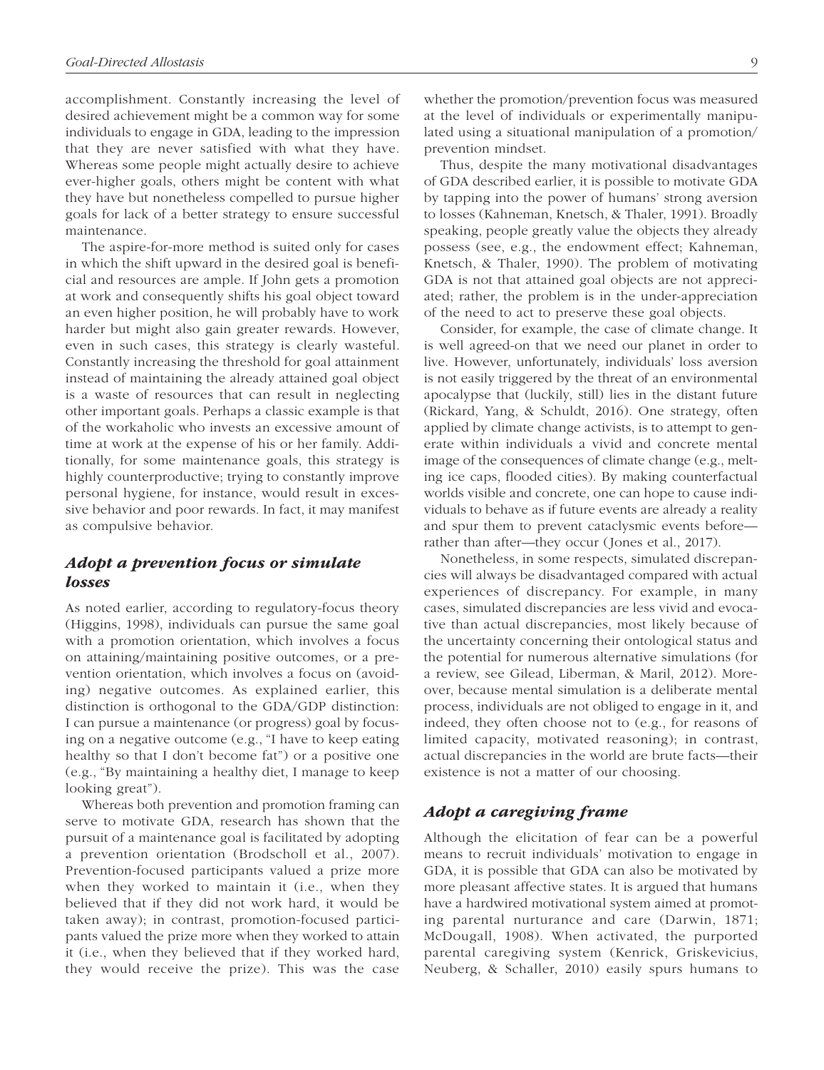accomplishment. Constantly increasing the level of desired achievement might be a common way for some individuals to engage in GDA, leading to the impression that they are never satisfied with what they have. Whereas some people might actually desire to achieve ever-higher goals, others might be content with what they have but nonetheless compelled to pursue higher goals for lack of a better strategy to ensure successful maintenance.

The aspire-for-more method is suited only for cases in which the shift upward in the desired goal is beneficial and resources are ample. If John gets a promotion at work and consequently shifts his goal object toward an even higher position, he will probably have to work harder but might also gain greater rewards. However, even in such cases, this strategy is clearly wasteful. Constantly increasing the threshold for goal attainment instead of maintaining the already attained goal object is a waste of resources that can result in neglecting other important goals. Perhaps a classic example is that of the workaholic who invests an excessive amount of time at work at the expense of his or her family. Additionally, for some maintenance goals, this strategy is highly counterproductive; trying to constantly improve personal hygiene, for instance, would result in excessive behavior and poor rewards. In fact, it may manifest as compulsive behavior.

### *Adopt a prevention focus or simulate losses*

As noted earlier, according to regulatory-focus theory (Higgins, 1998), individuals can pursue the same goal with a promotion orientation, which involves a focus on attaining/maintaining positive outcomes, or a prevention orientation, which involves a focus on (avoiding) negative outcomes. As explained earlier, this distinction is orthogonal to the GDA/GDP distinction: I can pursue a maintenance (or progress) goal by focusing on a negative outcome (e.g., "I have to keep eating healthy so that I don't become fat") or a positive one (e.g., "By maintaining a healthy diet, I manage to keep looking great").

Whereas both prevention and promotion framing can serve to motivate GDA, research has shown that the pursuit of a maintenance goal is facilitated by adopting a prevention orientation (Brodscholl et al., 2007). Prevention-focused participants valued a prize more when they worked to maintain it (i.e., when they believed that if they did not work hard, it would be taken away); in contrast, promotion-focused participants valued the prize more when they worked to attain it (i.e., when they believed that if they worked hard, they would receive the prize). This was the case whether the promotion/prevention focus was measured at the level of individuals or experimentally manipulated using a situational manipulation of a promotion/prevention mindset.

Thus, despite the many motivational disadvantages of GDA described earlier, it is possible to motivate GDA by tapping into the power of humans' strong aversion to losses (Kahneman, Knetsch, & Thaler, 1991). Broadly speaking, people greatly value the objects they already possess (see, e.g., the endowment effect; Kahneman, Knetsch, & Thaler, 1990). The problem of motivating GDA is not that attained goal objects are not appreciated; rather, the problem is in the under-appreciation of the need to act to preserve these goal objects.

Consider, for example, the case of climate change. It is well agreed-on that we need our planet in order to live. However, unfortunately, individuals' loss aversion is not easily triggered by the threat of an environmental apocalypse that (luckily, still) lies in the distant future (Rickard, Yang, & Schuldt, 2016). One strategy, often applied by climate change activists, is to attempt to generate within individuals a vivid and concrete mental image of the consequences of climate change (e.g., melting ice caps, flooded cities). By making counterfactual worlds visible and concrete, one can hope to cause individuals to behave as if future events are already a reality and spur them to prevent cataclysmic events before—rather than after—they occur (Jones et al., 2017).

Nonetheless, in some respects, simulated discrepancies will always be disadvantaged compared with actual experiences of discrepancy. For example, in many cases, simulated discrepancies are less vivid and evocative than actual discrepancies, most likely because of the uncertainty concerning their ontological status and the potential for numerous alternative simulations (for a review, see Gilead, Liberman, & Maril, 2012). Moreover, because mental simulation is a deliberate mental process, individuals are not obliged to engage in it, and indeed, they often choose not to (e.g., for reasons of limited capacity, motivated reasoning); in contrast, actual discrepancies in the world are brute facts—their existence is not a matter of our choosing.

### *Adopt a caregiving frame*

Although the elicitation of fear can be a powerful means to recruit individuals' motivation to engage in GDA, it is possible that GDA can also be motivated by more pleasant affective states. It is argued that humans have a hardwired motivational system aimed at promoting parental nurturance and care (Darwin, 1871; McDougall, 1908). When activated, the purported parental caregiving system (Kenrick, Griskevicius, Neuberg, & Schaller, 2010) easily spurs humans to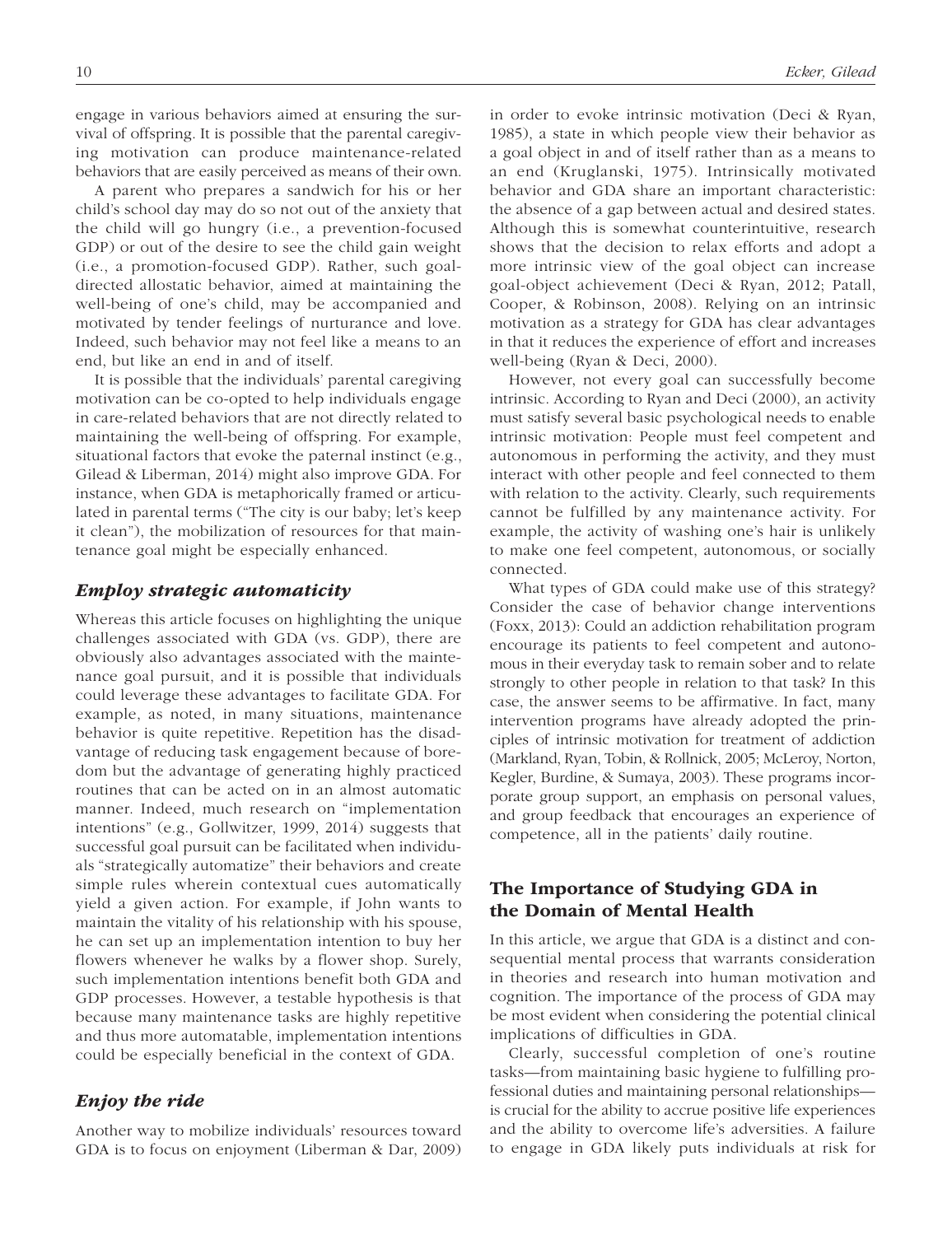engage in various behaviors aimed at ensuring the survival of offspring. It is possible that the parental caregiving motivation can produce maintenance-related behaviors that are easily perceived as means of their own.

A parent who prepares a sandwich for his or her child's school day may do so not out of the anxiety that the child will go hungry (i.e., a prevention-focused GDP) or out of the desire to see the child gain weight (i.e., a promotion-focused GDP). Rather, such goal-directed allostatic behavior, aimed at maintaining the well-being of one's child, may be accompanied and motivated by tender feelings of nurturance and love. Indeed, such behavior may not feel like a means to an end, but like an end in and of itself.

It is possible that the individuals' parental caregiving motivation can be co-opted to help individuals engage in care-related behaviors that are not directly related to maintaining the well-being of offspring. For example, situational factors that evoke the paternal instinct (e.g., Gilead & Liberman, 2014) might also improve GDA. For instance, when GDA is metaphorically framed or articulated in parental terms ("The city is our baby; let's keep it clean"), the mobilization of resources for that maintenance goal might be especially enhanced.

### *Employ strategic automaticity*

Whereas this article focuses on highlighting the unique challenges associated with GDA (vs. GDP), there are obviously also advantages associated with the maintenance goal pursuit, and it is possible that individuals could leverage these advantages to facilitate GDA. For example, as noted, in many situations, maintenance behavior is quite repetitive. Repetition has the disadvantage of reducing task engagement because of boredom but the advantage of generating highly practiced routines that can be acted on in an almost automatic manner. Indeed, much research on "implementation intentions" (e.g., Gollwitzer, 1999, 2014) suggests that successful goal pursuit can be facilitated when individuals "strategically automatize" their behaviors and create simple rules wherein contextual cues automatically yield a given action. For example, if John wants to maintain the vitality of his relationship with his spouse, he can set up an implementation intention to buy her flowers whenever he walks by a flower shop. Surely, such implementation intentions benefit both GDA and GDP processes. However, a testable hypothesis is that because many maintenance tasks are highly repetitive and thus more automatable, implementation intentions could be especially beneficial in the context of GDA.

### *Enjoy the ride*

Another way to mobilize individuals' resources toward GDA is to focus on enjoyment (Liberman & Dar, 2009) in order to evoke intrinsic motivation (Deci & Ryan, 1985), a state in which people view their behavior as a goal object in and of itself rather than as a means to an end (Kruglanski, 1975). Intrinsically motivated behavior and GDA share an important characteristic: the absence of a gap between actual and desired states. Although this is somewhat counterintuitive, research shows that the decision to relax efforts and adopt a more intrinsic view of the goal object can increase goal-object achievement (Deci & Ryan, 2012; Patall, Cooper, & Robinson, 2008). Relying on an intrinsic motivation as a strategy for GDA has clear advantages in that it reduces the experience of effort and increases well-being (Ryan & Deci, 2000).

However, not every goal can successfully become intrinsic. According to Ryan and Deci (2000), an activity must satisfy several basic psychological needs to enable intrinsic motivation: People must feel competent and autonomous in performing the activity, and they must interact with other people and feel connected to them with relation to the activity. Clearly, such requirements cannot be fulfilled by any maintenance activity. For example, the activity of washing one's hair is unlikely to make one feel competent, autonomous, or socially connected.

What types of GDA could make use of this strategy? Consider the case of behavior change interventions (Foxx, 2013): Could an addiction rehabilitation program encourage its patients to feel competent and autonomous in their everyday task to remain sober and to relate strongly to other people in relation to that task? In this case, the answer seems to be affirmative. In fact, many intervention programs have already adopted the principles of intrinsic motivation for treatment of addiction (Markland, Ryan, Tobin, & Rollnick, 2005; McLeroy, Norton, Kegler, Burdine, & Sumaya, 2003). These programs incorporate group support, an emphasis on personal values, and group feedback that encourages an experience of competence, all in the patients' daily routine.

## **The Importance of Studying GDA in the Domain of Mental Health**

In this article, we argue that GDA is a distinct and consequential mental process that warrants consideration in theories and research into human motivation and cognition. The importance of the process of GDA may be most evident when considering the potential clinical implications of difficulties in GDA.

Clearly, successful completion of one's routine tasks—from maintaining basic hygiene to fulfilling professional duties and maintaining personal relationships—is crucial for the ability to accrue positive life experiences and the ability to overcome life's adversities. A failure to engage in GDA likely puts individuals at risk for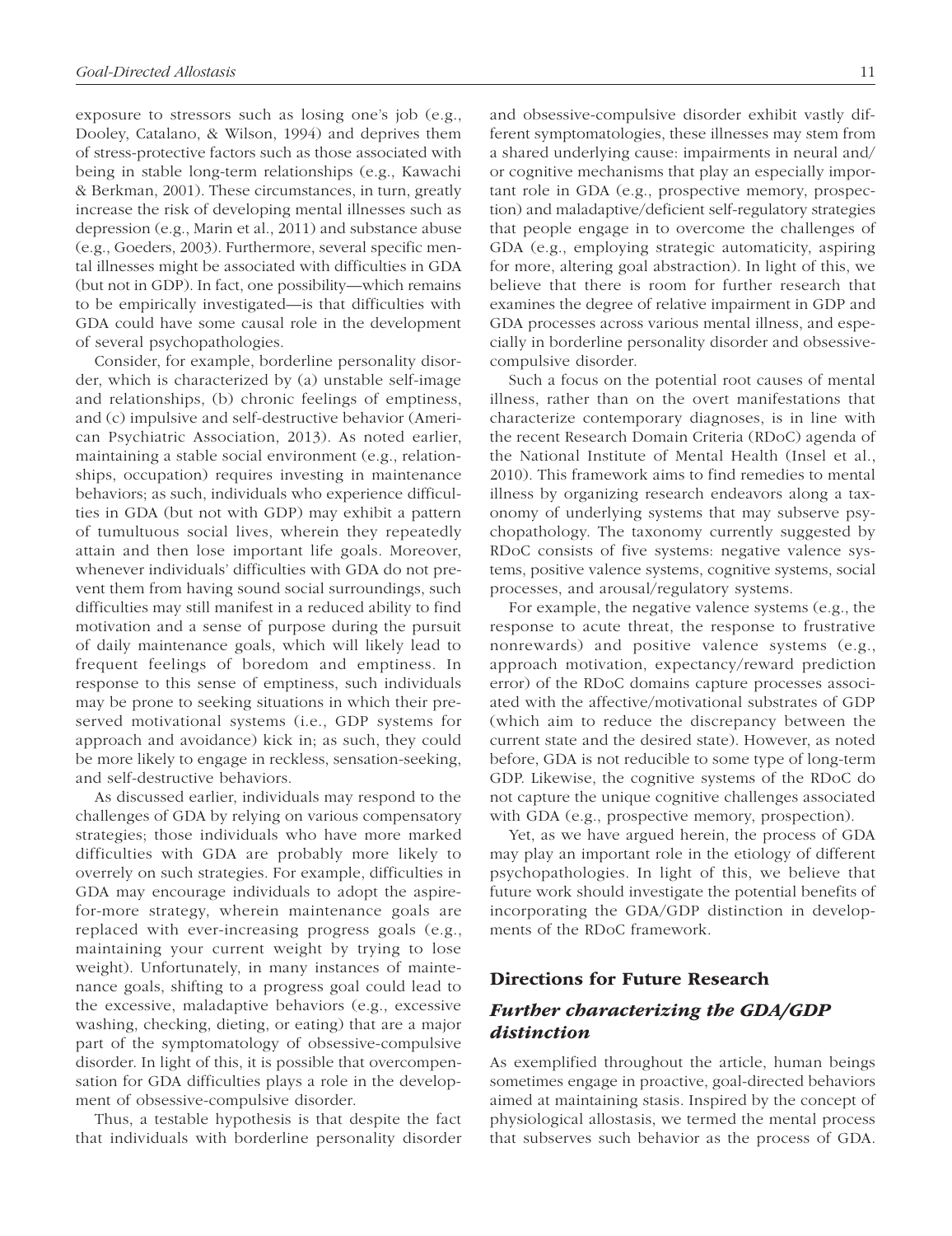exposure to stressors such as losing one's job (e.g., Dooley, Catalano, & Wilson, 1994) and deprives them of stress-protective factors such as those associated with being in stable long-term relationships (e.g., Kawachi & Berkman, 2001). These circumstances, in turn, greatly increase the risk of developing mental illnesses such as depression (e.g., Marin et al., 2011) and substance abuse (e.g., Goeders, 2003). Furthermore, several specific mental illnesses might be associated with difficulties in GDA (but not in GDP). In fact, one possibility—which remains to be empirically investigated—is that difficulties with GDA could have some causal role in the development of several psychopathologies.

Consider, for example, borderline personality disorder, which is characterized by (a) unstable self-image and relationships, (b) chronic feelings of emptiness, and (c) impulsive and self-destructive behavior (American Psychiatric Association, 2013). As noted earlier, maintaining a stable social environment (e.g., relationships, occupation) requires investing in maintenance behaviors; as such, individuals who experience difficulties in GDA (but not with GDP) may exhibit a pattern of tumultuous social lives, wherein they repeatedly attain and then lose important life goals. Moreover, whenever individuals' difficulties with GDA do not prevent them from having sound social surroundings, such difficulties may still manifest in a reduced ability to find motivation and a sense of purpose during the pursuit of daily maintenance goals, which will likely lead to frequent feelings of boredom and emptiness. In response to this sense of emptiness, such individuals may be prone to seeking situations in which their preserved motivational systems (i.e., GDP systems for approach and avoidance) kick in; as such, they could be more likely to engage in reckless, sensation-seeking, and self-destructive behaviors.

As discussed earlier, individuals may respond to the challenges of GDA by relying on various compensatory strategies; those individuals who have more marked difficulties with GDA are probably more likely to overrely on such strategies. For example, difficulties in GDA may encourage individuals to adopt the aspire-for-more strategy, wherein maintenance goals are replaced with ever-increasing progress goals (e.g., maintaining your current weight by trying to lose weight). Unfortunately, in many instances of maintenance goals, shifting to a progress goal could lead to the excessive, maladaptive behaviors (e.g., excessive washing, checking, dieting, or eating) that are a major part of the symptomatology of obsessive-compulsive disorder. In light of this, it is possible that overcompensation for GDA difficulties plays a role in the development of obsessive-compulsive disorder.

Thus, a testable hypothesis is that despite the fact that individuals with borderline personality disorder and obsessive-compulsive disorder exhibit vastly different symptomatologies, these illnesses may stem from a shared underlying cause: impairments in neural and/or cognitive mechanisms that play an especially important role in GDA (e.g., prospective memory, prospection) and maladaptive/deficient self-regulatory strategies that people engage in to overcome the challenges of GDA (e.g., employing strategic automaticity, aspiring for more, altering goal abstraction). In light of this, we believe that there is room for further research that examines the degree of relative impairment in GDP and GDA processes across various mental illness, and especially in borderline personality disorder and obsessive-compulsive disorder.

Such a focus on the potential root causes of mental illness, rather than on the overt manifestations that characterize contemporary diagnoses, is in line with the recent Research Domain Criteria (RDoC) agenda of the National Institute of Mental Health (Insel et al., 2010). This framework aims to find remedies to mental illness by organizing research endeavors along a taxonomy of underlying systems that may subserve psychopathology. The taxonomy currently suggested by RDoC consists of five systems: negative valence systems, positive valence systems, cognitive systems, social processes, and arousal/regulatory systems.

For example, the negative valence systems (e.g., the response to acute threat, the response to frustrative nonrewards) and positive valence systems (e.g., approach motivation, expectancy/reward prediction error) of the RDoC domains capture processes associated with the affective/motivational substrates of GDP (which aim to reduce the discrepancy between the current state and the desired state). However, as noted before, GDA is not reducible to some type of long-term GDP. Likewise, the cognitive systems of the RDoC do not capture the unique cognitive challenges associated with GDA (e.g., prospective memory, prospection).

Yet, as we have argued herein, the process of GDA may play an important role in the etiology of different psychopathologies. In light of this, we believe that future work should investigate the potential benefits of incorporating the GDA/GDP distinction in developments of the RDoC framework.

## Directions for Future Research

### *Further characterizing the GDA/GDP distinction*

As exemplified throughout the article, human beings sometimes engage in proactive, goal-directed behaviors aimed at maintaining stasis. Inspired by the concept of physiological allostasis, we termed the mental process that subserves such behavior as the process of GDA.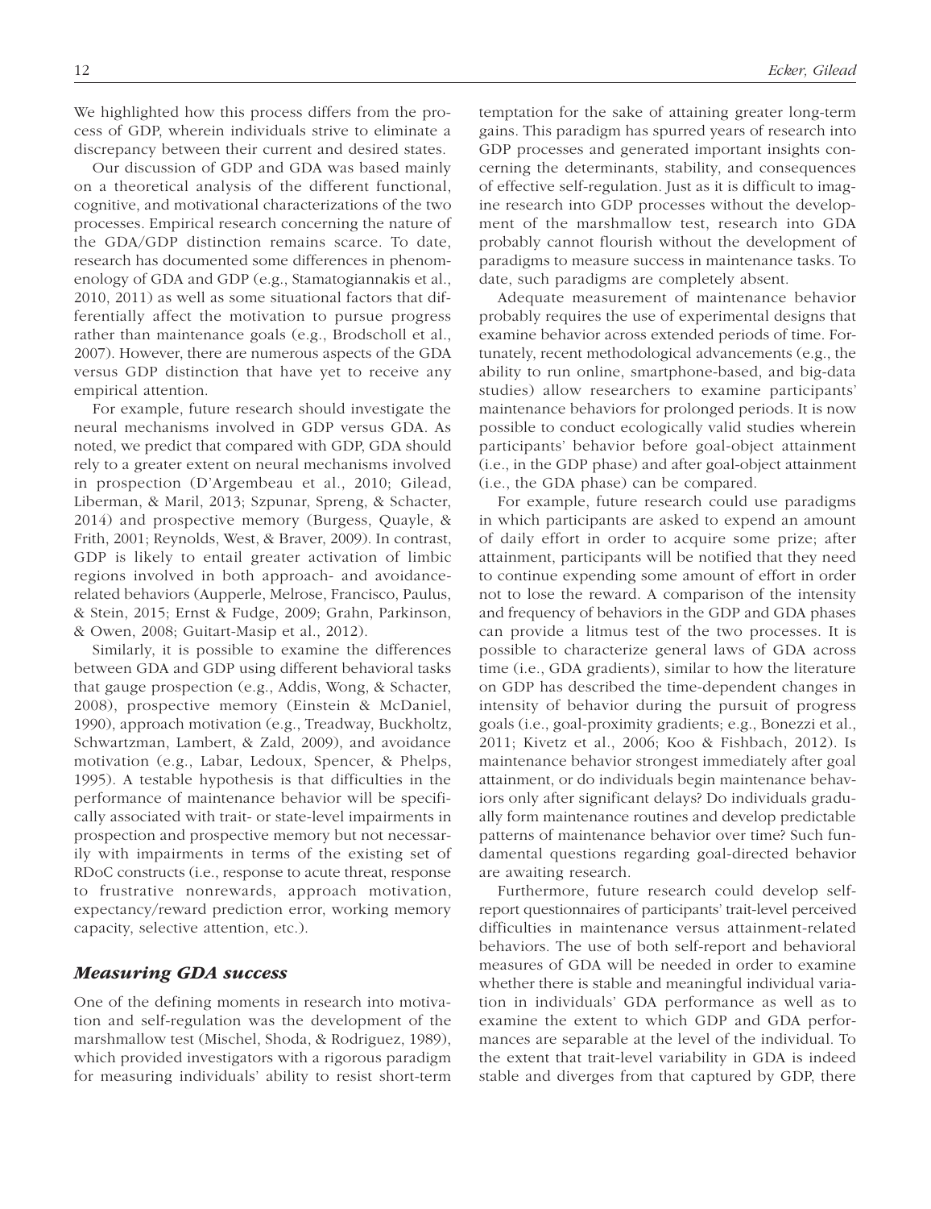We highlighted how this process differs from the process of GDP, wherein individuals strive to eliminate a discrepancy between their current and desired states.

Our discussion of GDP and GDA was based mainly on a theoretical analysis of the different functional, cognitive, and motivational characterizations of the two processes. Empirical research concerning the nature of the GDA/GDP distinction remains scarce. To date, research has documented some differences in phenomenology of GDA and GDP (e.g., Stamatogiannakis et al., 2010, 2011) as well as some situational factors that differentially affect the motivation to pursue progress rather than maintenance goals (e.g., Brodscholl et al., 2007). However, there are numerous aspects of the GDA versus GDP distinction that have yet to receive any empirical attention.

For example, future research should investigate the neural mechanisms involved in GDP versus GDA. As noted, we predict that compared with GDP, GDA should rely to a greater extent on neural mechanisms involved in prospection (D'Argembeau et al., 2010; Gilead, Liberman, & Maril, 2013; Szpunar, Spreng, & Schacter, 2014) and prospective memory (Burgess, Quayle, & Frith, 2001; Reynolds, West, & Braver, 2009). In contrast, GDP is likely to entail greater activation of limbic regions involved in both approach- and avoidance-related behaviors (Aupperle, Melrose, Francisco, Paulus, & Stein, 2015; Ernst & Fudge, 2009; Grahn, Parkinson, & Owen, 2008; Guitart-Masip et al., 2012).

Similarly, it is possible to examine the differences between GDA and GDP using different behavioral tasks that gauge prospection (e.g., Addis, Wong, & Schacter, 2008), prospective memory (Einstein & McDaniel, 1990), approach motivation (e.g., Treadway, Buckholtz, Schwartzman, Lambert, & Zald, 2009), and avoidance motivation (e.g., Labar, Ledoux, Spencer, & Phelps, 1995). A testable hypothesis is that difficulties in the performance of maintenance behavior will be specifically associated with trait- or state-level impairments in prospection and prospective memory but not necessarily with impairments in terms of the existing set of RDoC constructs (i.e., response to acute threat, response to frustrative nonrewards, approach motivation, expectancy/reward prediction error, working memory capacity, selective attention, etc.).

## *Measuring GDA success*

One of the defining moments in research into motivation and self-regulation was the development of the marshmallow test (Mischel, Shoda, & Rodriguez, 1989), which provided investigators with a rigorous paradigm for measuring individuals' ability to resist short-term temptation for the sake of attaining greater long-term gains. This paradigm has spurred years of research into GDP processes and generated important insights concerning the determinants, stability, and consequences of effective self-regulation. Just as it is difficult to imagine research into GDP processes without the development of the marshmallow test, research into GDA probably cannot flourish without the development of paradigms to measure success in maintenance tasks. To date, such paradigms are completely absent.

Adequate measurement of maintenance behavior probably requires the use of experimental designs that examine behavior across extended periods of time. Fortunately, recent methodological advancements (e.g., the ability to run online, smartphone-based, and big-data studies) allow researchers to examine participants' maintenance behaviors for prolonged periods. It is now possible to conduct ecologically valid studies wherein participants' behavior before goal-object attainment (i.e., in the GDP phase) and after goal-object attainment (i.e., the GDA phase) can be compared.

For example, future research could use paradigms in which participants are asked to expend an amount of daily effort in order to acquire some prize; after attainment, participants will be notified that they need to continue expending some amount of effort in order not to lose the reward. A comparison of the intensity and frequency of behaviors in the GDP and GDA phases can provide a litmus test of the two processes. It is possible to characterize general laws of GDA across time (i.e., GDA gradients), similar to how the literature on GDP has described the time-dependent changes in intensity of behavior during the pursuit of progress goals (i.e., goal-proximity gradients; e.g., Bonezzi et al., 2011; Kivetz et al., 2006; Koo & Fishbach, 2012). Is maintenance behavior strongest immediately after goal attainment, or do individuals begin maintenance behaviors only after significant delays? Do individuals gradually form maintenance routines and develop predictable patterns of maintenance behavior over time? Such fundamental questions regarding goal-directed behavior are awaiting research.

Furthermore, future research could develop self-report questionnaires of participants' trait-level perceived difficulties in maintenance versus attainment-related behaviors. The use of both self-report and behavioral measures of GDA will be needed in order to examine whether there is stable and meaningful individual variation in individuals' GDA performance as well as to examine the extent to which GDP and GDA performances are separable at the level of the individual. To the extent that trait-level variability in GDA is indeed stable and diverges from that captured by GDP, there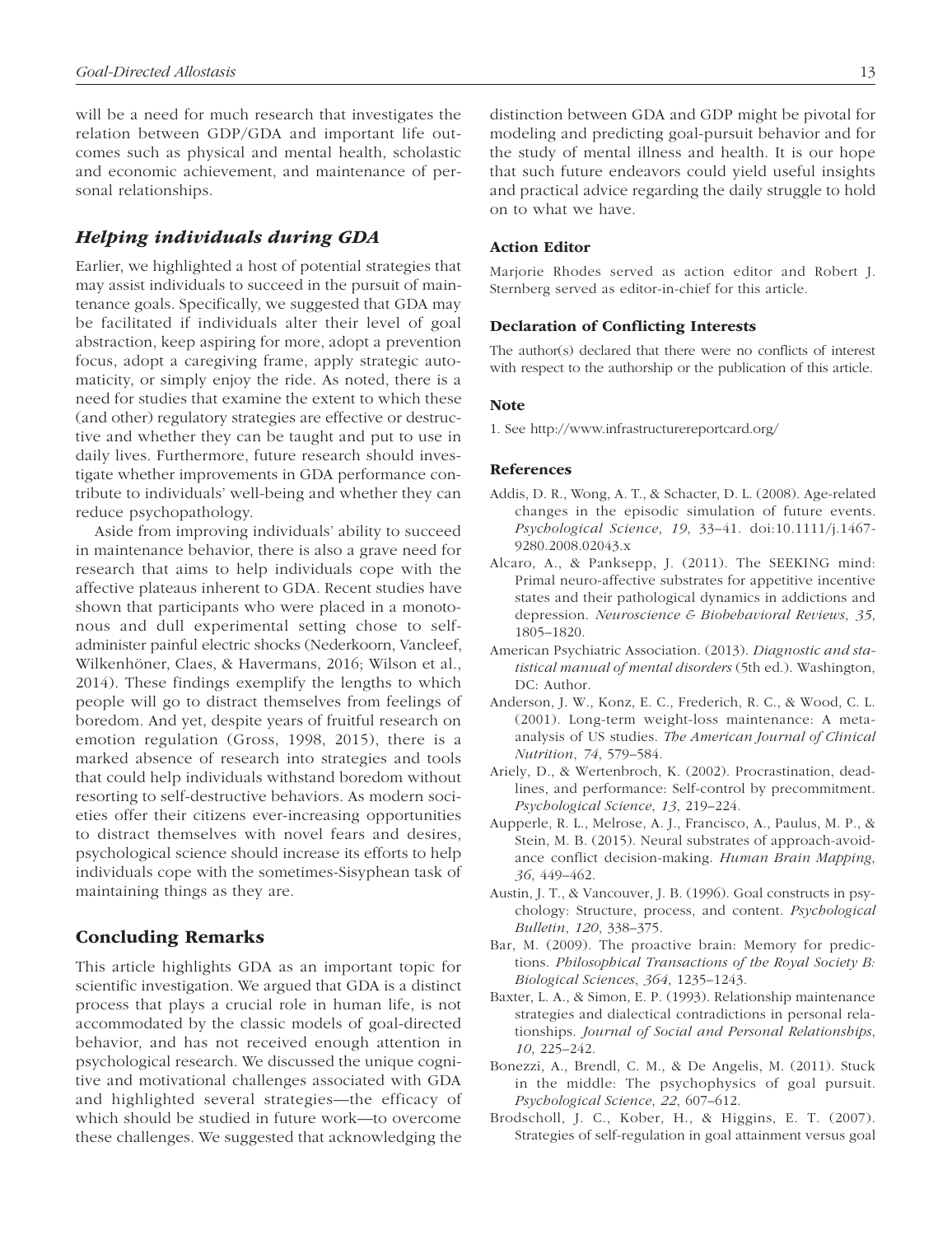will be a need for much research that investigates the relation between GDP/GDA and important life outcomes such as physical and mental health, scholastic and economic achievement, and maintenance of personal relationships.

### *Helping individuals during GDA*

Earlier, we highlighted a host of potential strategies that may assist individuals to succeed in the pursuit of maintenance goals. Specifically, we suggested that GDA may be facilitated if individuals alter their level of goal abstraction, keep aspiring for more, adopt a prevention focus, adopt a caregiving frame, apply strategic automaticity, or simply enjoy the ride. As noted, there is a need for studies that examine the extent to which these (and other) regulatory strategies are effective or destructive and whether they can be taught and put to use in daily lives. Furthermore, future research should investigate whether improvements in GDA performance contribute to individuals' well-being and whether they can reduce psychopathology.

Aside from improving individuals' ability to succeed in maintenance behavior, there is also a grave need for research that aims to help individuals cope with the affective plateaus inherent to GDA. Recent studies have shown that participants who were placed in a monotonous and dull experimental setting chose to self-administer painful electric shocks (Nederkoorn, Vancleef, Wilkenhöner, Claes, & Havermans, 2016; Wilson et al., 2014). These findings exemplify the lengths to which people will go to distract themselves from feelings of boredom. And yet, despite years of fruitful research on emotion regulation (Gross, 1998, 2015), there is a marked absence of research into strategies and tools that could help individuals withstand boredom without resorting to self-destructive behaviors. As modern societies offer their citizens ever-increasing opportunities to distract themselves with novel fears and desires, psychological science should increase its efforts to help individuals cope with the sometimes-Sisyphean task of maintaining things as they are.

## Concluding Remarks

This article highlights GDA as an important topic for scientific investigation. We argued that GDA is a distinct process that plays a crucial role in human life, is not accommodated by the classic models of goal-directed behavior, and has not received enough attention in psychological research. We discussed the unique cognitive and motivational challenges associated with GDA and highlighted several strategies—the efficacy of which should be studied in future work—to overcome these challenges. We suggested that acknowledging the distinction between GDA and GDP might be pivotal for modeling and predicting goal-pursuit behavior and for the study of mental illness and health. It is our hope that such future endeavors could yield useful insights and practical advice regarding the daily struggle to hold on to what we have.

#### Action Editor

Marjorie Rhodes served as action editor and Robert J. Sternberg served as editor-in-chief for this article.

#### Declaration of Conflicting Interests

The author(s) declared that there were no conflicts of interest with respect to the authorship or the publication of this article.

#### Note

1. See http://www.infrastructurereportcard.org/

#### References

Addis, D. R., Wong, A. T., & Schacter, D. L. (2008). Age-related changes in the episodic simulation of future events. *Psychological Science*, *19*, 33–41. doi:10.1111/j.1467-9280.2008.02043.x

Alcaro, A., & Panksepp, J. (2011). The SEEKING mind: Primal neuro-affective substrates for appetitive incentive states and their pathological dynamics in addictions and depression. *Neuroscience & Biobehavioral Reviews*, *35*, 1805–1820.

American Psychiatric Association. (2013). *Diagnostic and statistical manual of mental disorders* (5th ed.). Washington, DC: Author.

Anderson, J. W., Konz, E. C., Frederich, R. C., & Wood, C. L. (2001). Long-term weight-loss maintenance: A meta-analysis of US studies. *The American Journal of Clinical Nutrition*, *74*, 579–584.

Ariely, D., & Wertenbroch, K. (2002). Procrastination, deadlines, and performance: Self-control by precommitment. *Psychological Science*, *13*, 219–224.

Aupperle, R. L., Melrose, A. J., Francisco, A., Paulus, M. P., & Stein, M. B. (2015). Neural substrates of approach-avoidance conflict decision-making. *Human Brain Mapping*, *36*, 449–462.

Austin, J. T., & Vancouver, J. B. (1996). Goal constructs in psychology: Structure, process, and content. *Psychological Bulletin*, *120*, 338–375.

Bar, M. (2009). The proactive brain: Memory for predictions. *Philosophical Transactions of the Royal Society B: Biological Sciences*, *364*, 1235–1243.

Baxter, L. A., & Simon, E. P. (1993). Relationship maintenance strategies and dialectical contradictions in personal relationships. *Journal of Social and Personal Relationships*, *10*, 225–242.

Bonezzi, A., Brendl, C. M., & De Angelis, M. (2011). Stuck in the middle: The psychophysics of goal pursuit. *Psychological Science*, *22*, 607–612.

Brodscholl, J. C., Kober, H., & Higgins, E. T. (2007). Strategies of self-regulation in goal attainment versus goal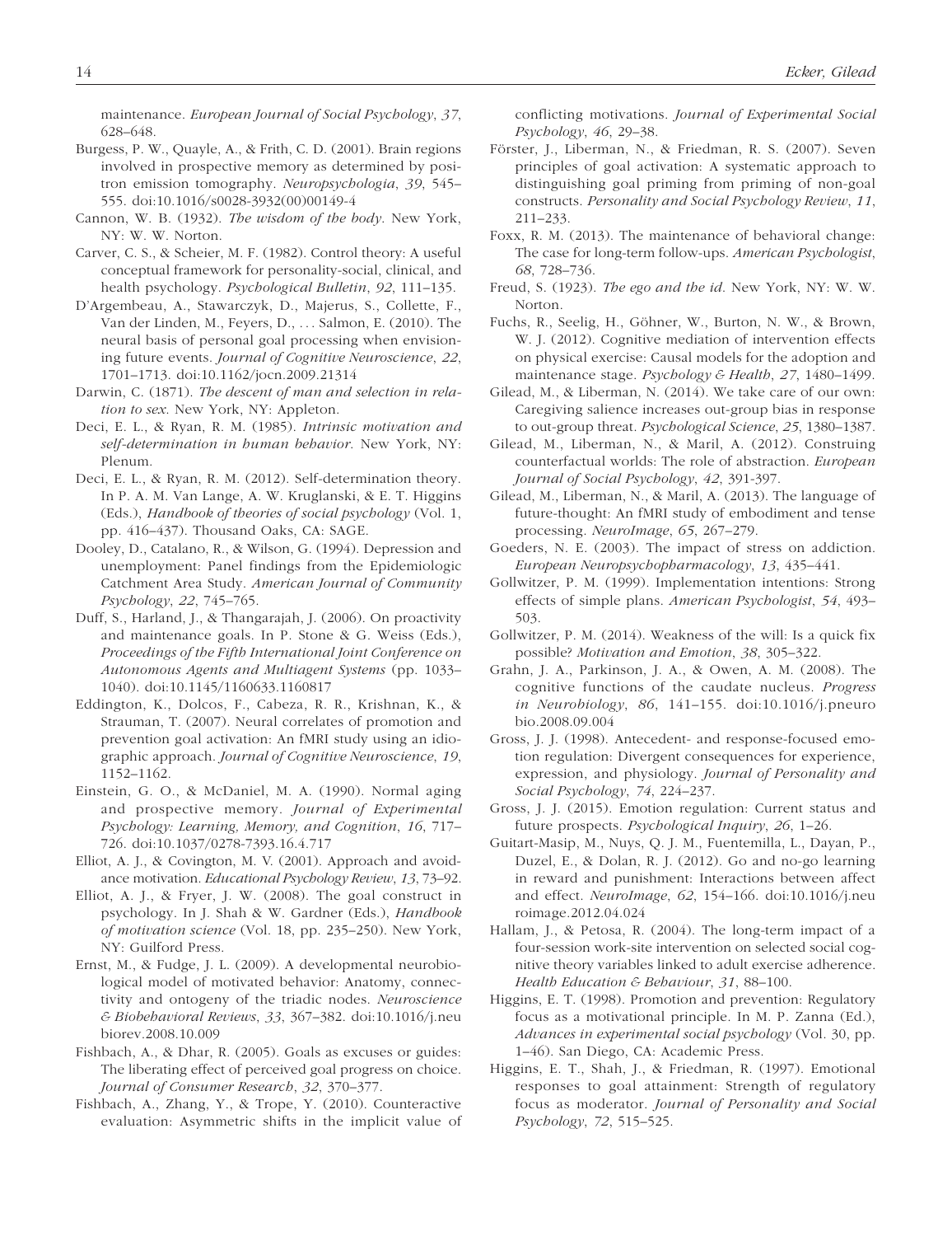maintenance. *European Journal of Social Psychology*, *37*, 628–648.

Burgess, P. W., Quayle, A., & Frith, C. D. (2001). Brain regions involved in prospective memory as determined by positron emission tomography. *Neuropsychologia*, *39*, 545–555. doi:10.1016/s0028-3932(00)00149-4

Cannon, W. B. (1932). *The wisdom of the body*. New York, NY: W. W. Norton.

Carver, C. S., & Scheier, M. F. (1982). Control theory: A useful conceptual framework for personality-social, clinical, and health psychology. *Psychological Bulletin*, *92*, 111–135.

D'Argembeau, A., Stawarczyk, D., Majerus, S., Collette, F., Van der Linden, M., Feyers, D., ... Salmon, E. (2010). The neural basis of personal goal processing when envisioning future events. *Journal of Cognitive Neuroscience*, *22*, 1701–1713. doi:10.1162/jocn.2009.21314

Darwin, C. (1871). *The descent of man and selection in relation to sex*. New York, NY: Appleton.

Deci, E. L., & Ryan, R. M. (1985). *Intrinsic motivation and self-determination in human behavior*. New York, NY: Plenum.

Deci, E. L., & Ryan, R. M. (2012). Self-determination theory. In P. A. M. Van Lange, A. W. Kruglanski, & E. T. Higgins (Eds.), *Handbook of theories of social psychology* (Vol. 1, pp. 416–437). Thousand Oaks, CA: SAGE.

Dooley, D., Catalano, R., & Wilson, G. (1994). Depression and unemployment: Panel findings from the Epidemiologic Catchment Area Study. *American Journal of Community Psychology*, *22*, 745–765.

Duff, S., Harland, J., & Thangarajah, J. (2006). On proactivity and maintenance goals. In P. Stone & G. Weiss (Eds.), *Proceedings of the Fifth International Joint Conference on Autonomous Agents and Multiagent Systems* (pp. 1033–1040). doi:10.1145/1160633.1160817

Eddington, K., Dolcos, F., Cabeza, R. R., Krishnan, K., & Strauman, T. (2007). Neural correlates of promotion and prevention goal activation: An fMRI study using an idiographic approach. *Journal of Cognitive Neuroscience*, *19*, 1152–1162.

Einstein, G. O., & McDaniel, M. A. (1990). Normal aging and prospective memory. *Journal of Experimental Psychology: Learning, Memory, and Cognition*, *16*, 717–726. doi:10.1037/0278-7393.16.4.717

Elliot, A. J., & Covington, M. V. (2001). Approach and avoidance motivation. *Educational Psychology Review*, *13*, 73–92.

Elliot, A. J., & Fryer, J. W. (2008). The goal construct in psychology. In J. Shah & W. Gardner (Eds.), *Handbook of motivation science* (Vol. 18, pp. 235–250). New York, NY: Guilford Press.

Ernst, M., & Fudge, J. L. (2009). A developmental neurobiological model of motivated behavior: Anatomy, connectivity and ontogeny of the triadic nodes. *Neuroscience & Biobehavioral Reviews*, *33*, 367–382. doi:10.1016/j.neubiorev.2008.10.009

Fishbach, A., & Dhar, R. (2005). Goals as excuses or guides: The liberating effect of perceived goal progress on choice. *Journal of Consumer Research*, *32*, 370–377.

Fishbach, A., Zhang, Y., & Trope, Y. (2010). Counteractive evaluation: Asymmetric shifts in the implicit value of conflicting motivations. *Journal of Experimental Social Psychology*, *46*, 29–38.

Förster, J., Liberman, N., & Friedman, R. S. (2007). Seven principles of goal activation: A systematic approach to distinguishing goal priming from priming of non-goal constructs. *Personality and Social Psychology Review*, *11*, 211–233.

Foxx, R. M. (2013). The maintenance of behavioral change: The case for long-term follow-ups. *American Psychologist*, *68*, 728–736.

Freud, S. (1923). *The ego and the id*. New York, NY: W. W. Norton.

Fuchs, R., Seelig, H., Göhner, W., Burton, N. W., & Brown, W. J. (2012). Cognitive mediation of intervention effects on physical exercise: Causal models for the adoption and maintenance stage. *Psychology & Health*, *27*, 1480–1499.

Gilead, M., & Liberman, N. (2014). We take care of our own: Caregiving salience increases out-group bias in response to out-group threat. *Psychological Science*, *25*, 1380–1387.

Gilead, M., Liberman, N., & Maril, A. (2012). Construing counterfactual worlds: The role of abstraction. *European Journal of Social Psychology*, *42*, 391-397.

Gilead, M., Liberman, N., & Maril, A. (2013). The language of future-thought: An fMRI study of embodiment and tense processing. *NeuroImage*, *65*, 267–279.

Goeders, N. E. (2003). The impact of stress on addiction. *European Neuropsychopharmacology*, *13*, 435–441.

Gollwitzer, P. M. (1999). Implementation intentions: Strong effects of simple plans. *American Psychologist*, *54*, 493–503.

Gollwitzer, P. M. (2014). Weakness of the will: Is a quick fix possible? *Motivation and Emotion*, *38*, 305–322.

Grahn, J. A., Parkinson, J. A., & Owen, A. M. (2008). The cognitive functions of the caudate nucleus. *Progress in Neurobiology*, *86*, 141–155. doi:10.1016/j.pneurobio.2008.09.004

Gross, J. J. (1998). Antecedent- and response-focused emotion regulation: Divergent consequences for experience, expression, and physiology. *Journal of Personality and Social Psychology*, *74*, 224–237.

Gross, J. J. (2015). Emotion regulation: Current status and future prospects. *Psychological Inquiry*, *26*, 1–26.

Guitart-Masip, M., Nuys, Q. J. M., Fuentemilla, L., Dayan, P., Duzel, E., & Dolan, R. J. (2012). Go and no-go learning in reward and punishment: Interactions between affect and effect. *NeuroImage*, *62*, 154–166. doi:10.1016/j.neuroimage.2012.04.024

Hallam, J., & Petosa, R. (2004). The long-term impact of a four-session work-site intervention on selected social cognitive theory variables linked to adult exercise adherence. *Health Education & Behaviour*, *31*, 88–100.

Higgins, E. T. (1998). Promotion and prevention: Regulatory focus as a motivational principle. In M. P. Zanna (Ed.), *Advances in experimental social psychology* (Vol. 30, pp. 1–46). San Diego, CA: Academic Press.

Higgins, E. T., Shah, J., & Friedman, R. (1997). Emotional responses to goal attainment: Strength of regulatory focus as moderator. *Journal of Personality and Social Psychology*, *72*, 515–525.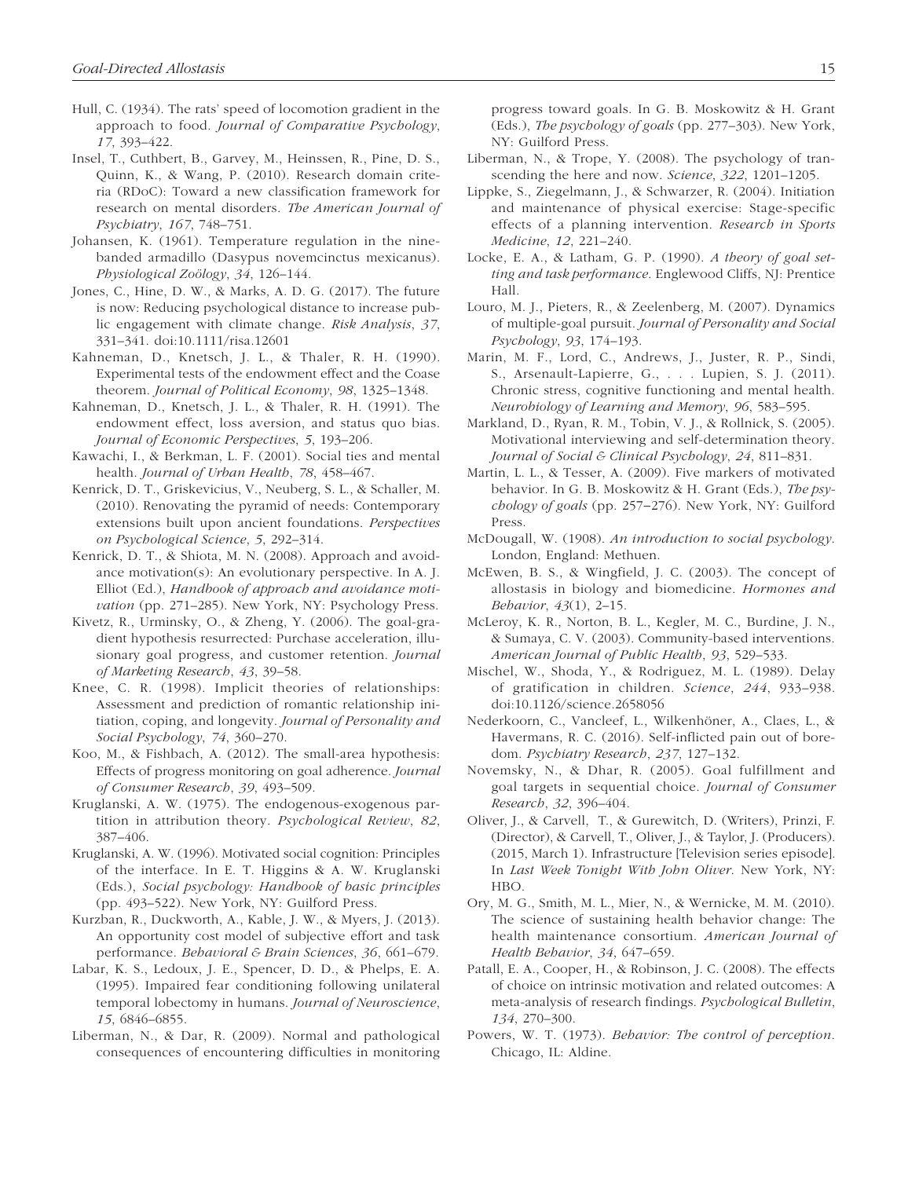Hull, C. (1934). The rats' speed of locomotion gradient in the approach to food. *Journal of Comparative Psychology*, *17*, 393–422.

Insel, T., Cuthbert, B., Garvey, M., Heinssen, R., Pine, D. S., Quinn, K., & Wang, P. (2010). Research domain criteria (RDoC): Toward a new classification framework for research on mental disorders. *The American Journal of Psychiatry*, *167*, 748–751.

Johansen, K. (1961). Temperature regulation in the nine-banded armadillo (Dasypus novemcinctus mexicanus). *Physiological Zoölogy*, *34*, 126–144.

Jones, C., Hine, D. W., & Marks, A. D. G. (2017). The future is now: Reducing psychological distance to increase public engagement with climate change. *Risk Analysis*, *37*, 331–341. doi:10.1111/risa.12601

Kahneman, D., Knetsch, J. L., & Thaler, R. H. (1990). Experimental tests of the endowment effect and the Coase theorem. *Journal of Political Economy*, *98*, 1325–1348.

Kahneman, D., Knetsch, J. L., & Thaler, R. H. (1991). The endowment effect, loss aversion, and status quo bias. *Journal of Economic Perspectives*, *5*, 193–206.

Kawachi, I., & Berkman, L. F. (2001). Social ties and mental health. *Journal of Urban Health*, *78*, 458–467.

Kenrick, D. T., Griskevicius, V., Neuberg, S. L., & Schaller, M. (2010). Renovating the pyramid of needs: Contemporary extensions built upon ancient foundations. *Perspectives on Psychological Science*, *5*, 292–314.

Kenrick, D. T., & Shiota, M. N. (2008). Approach and avoidance motivation(s): An evolutionary perspective. In A. J. Elliot (Ed.), *Handbook of approach and avoidance motivation* (pp. 271–285). New York, NY: Psychology Press.

Kivetz, R., Urminsky, O., & Zheng, Y. (2006). The goal-gradient hypothesis resurrected: Purchase acceleration, illusionary goal progress, and customer retention. *Journal of Marketing Research*, *43*, 39–58.

Knee, C. R. (1998). Implicit theories of relationships: Assessment and prediction of romantic relationship initiation, coping, and longevity. *Journal of Personality and Social Psychology*, *74*, 360–270.

Koo, M., & Fishbach, A. (2012). The small-area hypothesis: Effects of progress monitoring on goal adherence. *Journal of Consumer Research*, *39*, 493–509.

Kruglanski, A. W. (1975). The endogenous-exogenous partition in attribution theory. *Psychological Review*, *82*, 387–406.

Kruglanski, A. W. (1996). Motivated social cognition: Principles of the interface. In E. T. Higgins & A. W. Kruglanski (Eds.), *Social psychology: Handbook of basic principles* (pp. 493–522). New York, NY: Guilford Press.

Kurzban, R., Duckworth, A., Kable, J. W., & Myers, J. (2013). An opportunity cost model of subjective effort and task performance. *Behavioral & Brain Sciences*, *36*, 661–679.

Labar, K. S., Ledoux, J. E., Spencer, D. D., & Phelps, E. A. (1995). Impaired fear conditioning following unilateral temporal lobectomy in humans. *Journal of Neuroscience*, *15*, 6846–6855.

Liberman, N., & Dar, R. (2009). Normal and pathological consequences of encountering difficulties in monitoring progress toward goals. In G. B. Moskowitz & H. Grant (Eds.), *The psychology of goals* (pp. 277–303). New York, NY: Guilford Press.

Liberman, N., & Trope, Y. (2008). The psychology of transcending the here and now. *Science*, *322*, 1201–1205.

Lippke, S., Ziegelmann, J., & Schwarzer, R. (2004). Initiation and maintenance of physical exercise: Stage-specific effects of a planning intervention. *Research in Sports Medicine*, *12*, 221–240.

Locke, E. A., & Latham, G. P. (1990). *A theory of goal setting and task performance*. Englewood Cliffs, NJ: Prentice Hall.

Louro, M. J., Pieters, R., & Zeelenberg, M. (2007). Dynamics of multiple-goal pursuit. *Journal of Personality and Social Psychology*, *93*, 174–193.

Marin, M. F., Lord, C., Andrews, J., Juster, R. P., Sindi, S., Arsenault-Lapierre, G., . . . Lupien, S. J. (2011). Chronic stress, cognitive functioning and mental health. *Neurobiology of Learning and Memory*, *96*, 583–595.

Markland, D., Ryan, R. M., Tobin, V. J., & Rollnick, S. (2005). Motivational interviewing and self-determination theory. *Journal of Social & Clinical Psychology*, *24*, 811–831.

Martin, L. L., & Tesser, A. (2009). Five markers of motivated behavior. In G. B. Moskowitz & H. Grant (Eds.), *The psychology of goals* (pp. 257–276). New York, NY: Guilford Press.

McDougall, W. (1908). *An introduction to social psychology*. London, England: Methuen.

McEwen, B. S., & Wingfield, J. C. (2003). The concept of allostasis in biology and biomedicine. *Hormones and Behavior*, *43*(1), 2–15.

McLeroy, K. R., Norton, B. L., Kegler, M. C., Burdine, J. N., & Sumaya, C. V. (2003). Community-based interventions. *American Journal of Public Health*, *93*, 529–533.

Mischel, W., Shoda, Y., & Rodriguez, M. L. (1989). Delay of gratification in children. *Science*, *244*, 933–938. doi:10.1126/science.2658056

Nederkoorn, C., Vancleef, L., Wilkenhöner, A., Claes, L., & Havermans, R. C. (2016). Self-inflicted pain out of boredom. *Psychiatry Research*, *237*, 127–132.

Novemsky, N., & Dhar, R. (2005). Goal fulfillment and goal targets in sequential choice. *Journal of Consumer Research*, *32*, 396–404.

Oliver, J., & Carvell, T., & Gurewitch, D. (Writers), Prinzi, F. (Director), & Carvell, T., Oliver, J., & Taylor, J. (Producers). (2015, March 1). Infrastructure [Television series episode]. In *Last Week Tonight With John Oliver*. New York, NY: HBO.

Ory, M. G., Smith, M. L., Mier, N., & Wernicke, M. M. (2010). The science of sustaining health behavior change: The health maintenance consortium. *American Journal of Health Behavior*, *34*, 647–659.

Patall, E. A., Cooper, H., & Robinson, J. C. (2008). The effects of choice on intrinsic motivation and related outcomes: A meta-analysis of research findings. *Psychological Bulletin*, *134*, 270–300.

Powers, W. T. (1973). *Behavior: The control of perception*. Chicago, IL: Aldine.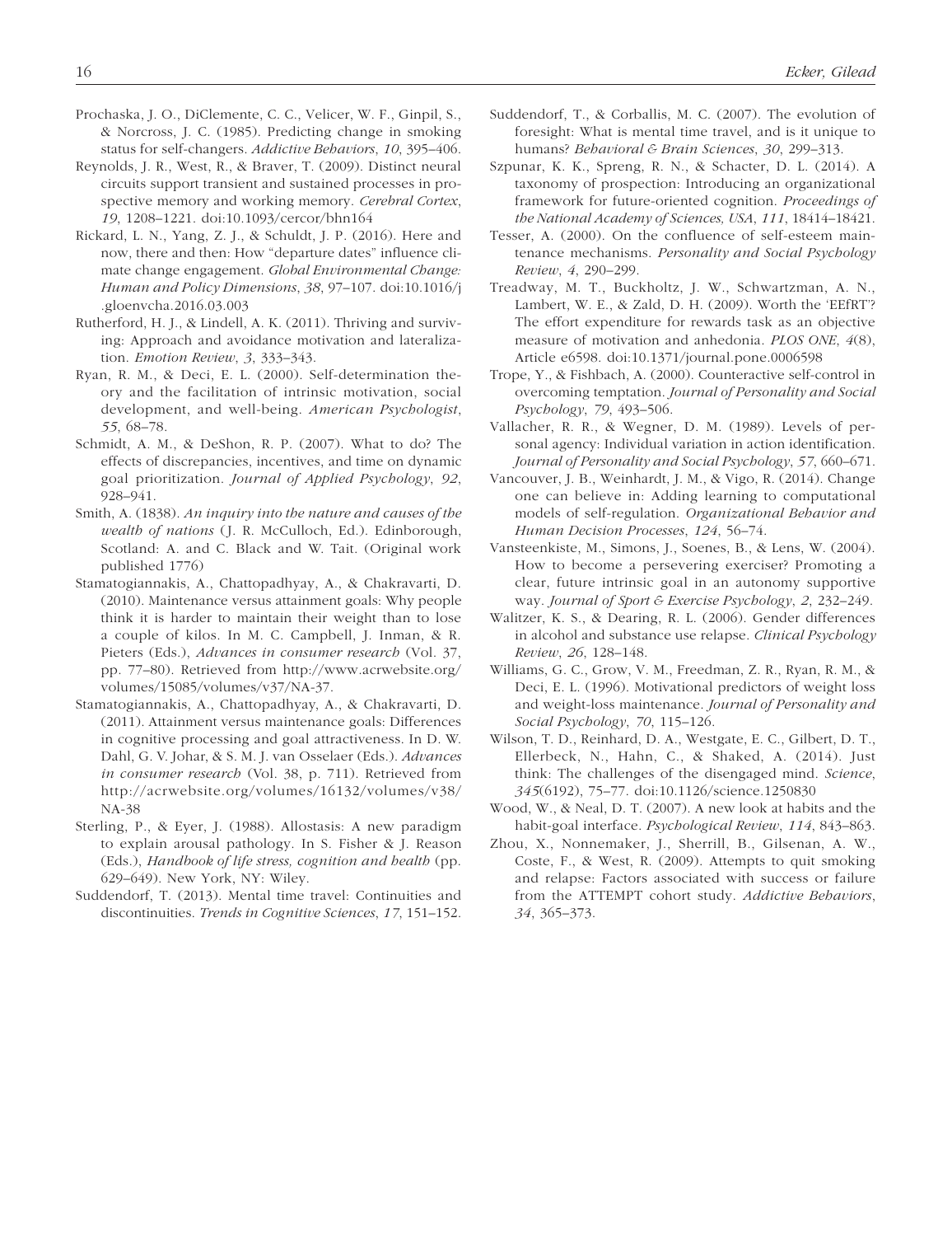Prochaska, J. O., DiClemente, C. C., Velicer, W. F., Ginpil, S., & Norcross, J. C. (1985). Predicting change in smoking status for self-changers. *Addictive Behaviors*, *10*, 395–406.

Reynolds, J. R., West, R., & Braver, T. (2009). Distinct neural circuits support transient and sustained processes in prospective memory and working memory. *Cerebral Cortex*, *19*, 1208–1221. doi:10.1093/cercor/bhn164

Rickard, L. N., Yang, Z. J., & Schuldt, J. P. (2016). Here and now, there and then: How "departure dates" influence climate change engagement. *Global Environmental Change: Human and Policy Dimensions*, *38*, 97–107. doi:10.1016/j.gloenvcha.2016.03.003

Rutherford, H. J., & Lindell, A. K. (2011). Thriving and surviving: Approach and avoidance motivation and lateralization. *Emotion Review*, *3*, 333–343.

Ryan, R. M., & Deci, E. L. (2000). Self-determination theory and the facilitation of intrinsic motivation, social development, and well-being. *American Psychologist*, *55*, 68–78.

Schmidt, A. M., & DeShon, R. P. (2007). What to do? The effects of discrepancies, incentives, and time on dynamic goal prioritization. *Journal of Applied Psychology*, *92*, 928–941.

Smith, A. (1838). *An inquiry into the nature and causes of the wealth of nations* (J. R. McCulloch, Ed.). Edinborough, Scotland: A. and C. Black and W. Tait. (Original work published 1776)

Stamatogiannakis, A., Chattopadhyay, A., & Chakravarti, D. (2010). Maintenance versus attainment goals: Why people think it is harder to maintain their weight than to lose a couple of kilos. In M. C. Campbell, J. Inman, & R. Pieters (Eds.), *Advances in consumer research* (Vol. 37, pp. 77–80). Retrieved from http://www.acrwebsite.org/volumes/15085/volumes/v37/NA-37.

Stamatogiannakis, A., Chattopadhyay, A., & Chakravarti, D. (2011). Attainment versus maintenance goals: Differences in cognitive processing and goal attractiveness. In D. W. Dahl, G. V. Johar, & S. M. J. van Osselaer (Eds.). *Advances in consumer research* (Vol. 38, p. 711). Retrieved from http://acrwebsite.org/volumes/16132/volumes/v38/NA-38

Sterling, P., & Eyer, J. (1988). Allostasis: A new paradigm to explain arousal pathology. In S. Fisher & J. Reason (Eds.), *Handbook of life stress, cognition and health* (pp. 629–649). New York, NY: Wiley.

Suddendorf, T. (2013). Mental time travel: Continuities and discontinuities. *Trends in Cognitive Sciences*, *17*, 151–152.

Suddendorf, T., & Corballis, M. C. (2007). The evolution of foresight: What is mental time travel, and is it unique to humans? *Behavioral & Brain Sciences*, *30*, 299–313.

Szpunar, K. K., Spreng, R. N., & Schacter, D. L. (2014). A taxonomy of prospection: Introducing an organizational framework for future-oriented cognition. *Proceedings of the National Academy of Sciences, USA*, *111*, 18414–18421.

Tesser, A. (2000). On the confluence of self-esteem maintenance mechanisms. *Personality and Social Psychology Review*, *4*, 290–299.

Treadway, M. T., Buckholtz, J. W., Schwartzman, A. N., Lambert, W. E., & Zald, D. H. (2009). Worth the 'EEfRT'? The effort expenditure for rewards task as an objective measure of motivation and anhedonia. *PLOS ONE*, *4*(8), Article e6598. doi:10.1371/journal.pone.0006598

Trope, Y., & Fishbach, A. (2000). Counteractive self-control in overcoming temptation. *Journal of Personality and Social Psychology*, *79*, 493–506.

Vallacher, R. R., & Wegner, D. M. (1989). Levels of personal agency: Individual variation in action identification. *Journal of Personality and Social Psychology*, *57*, 660–671.

Vancouver, J. B., Weinhardt, J. M., & Vigo, R. (2014). Change one can believe in: Adding learning to computational models of self-regulation. *Organizational Behavior and Human Decision Processes*, *124*, 56–74.

Vansteenkiste, M., Simons, J., Soenes, B., & Lens, W. (2004). How to become a persevering exerciser? Promoting a clear, future intrinsic goal in an autonomy supportive way. *Journal of Sport & Exercise Psychology*, *2*, 232–249.

Walitzer, K. S., & Dearing, R. L. (2006). Gender differences in alcohol and substance use relapse. *Clinical Psychology Review*, *26*, 128–148.

Williams, G. C., Grow, V. M., Freedman, Z. R., Ryan, R. M., & Deci, E. L. (1996). Motivational predictors of weight loss and weight-loss maintenance. *Journal of Personality and Social Psychology*, *70*, 115–126.

Wilson, T. D., Reinhard, D. A., Westgate, E. C., Gilbert, D. T., Ellerbeck, N., Hahn, C., & Shaked, A. (2014). Just think: The challenges of the disengaged mind. *Science*, *345*(6192), 75–77. doi:10.1126/science.1250830

Wood, W., & Neal, D. T. (2007). A new look at habits and the habit-goal interface. *Psychological Review*, *114*, 843–863.

Zhou, X., Nonnemaker, J., Sherrill, B., Gilsenan, A. W., Coste, F., & West, R. (2009). Attempts to quit smoking and relapse: Factors associated with success or failure from the ATTEMPT cohort study. *Addictive Behaviors*, *34*, 365–373.